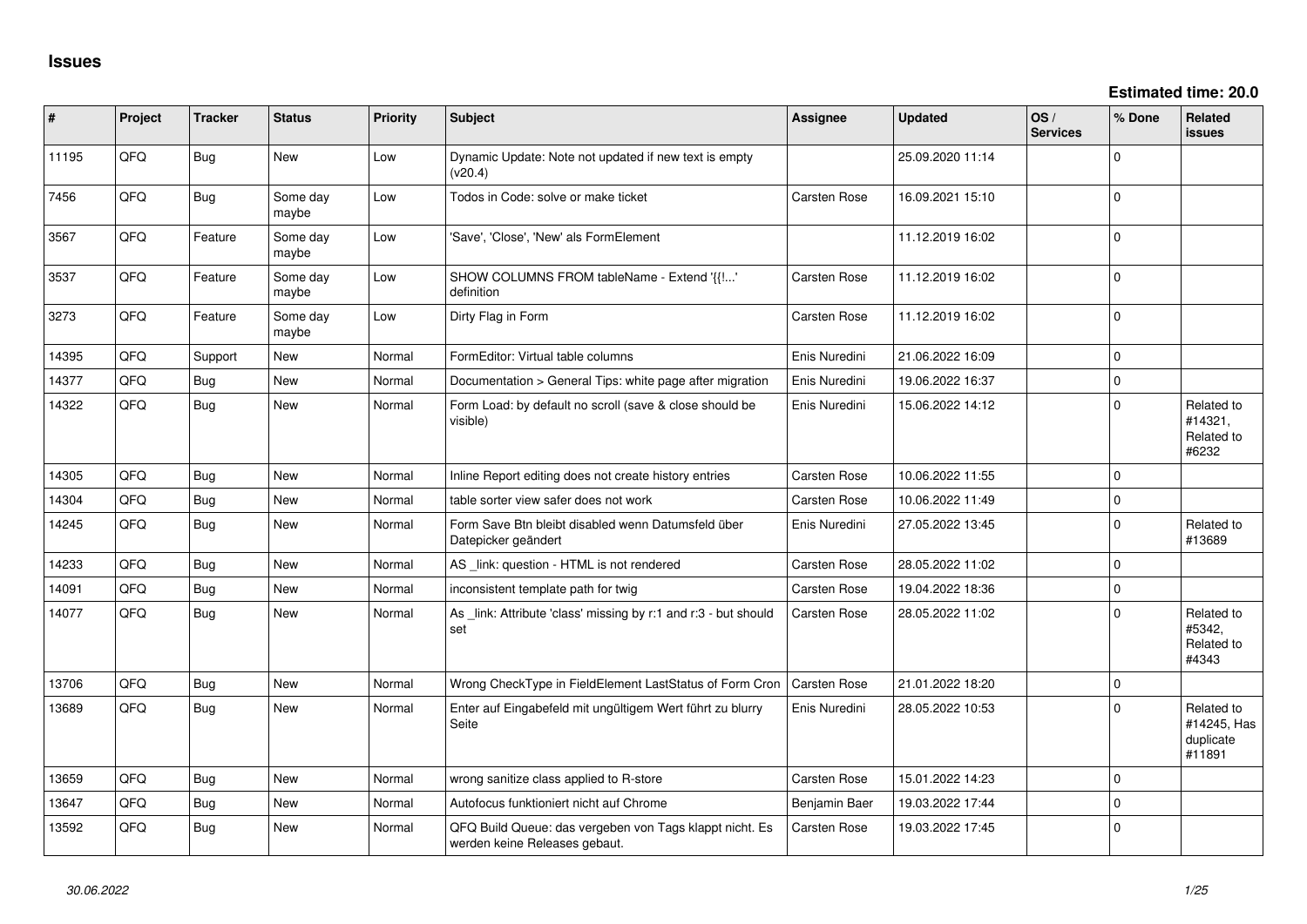## Issues

**Estimated time: 20.0**

| # | Project | Tracker | Status | Priority | Subject | Assignee | Updated | OS / Services | % Done | Related issues |
|---|---|---|---|---|---|---|---|---|---|---|
| 11195 | QFQ | Bug | New | Low | Dynamic Update: Note not updated if new text is empty (v20.4) | | 25.09.2020 11:14 | | 0 | |
| 7456 | QFQ | Bug | Some day maybe | Low | Todos in Code: solve or make ticket | Carsten Rose | 16.09.2021 15:10 | | 0 | |
| 3567 | QFQ | Feature | Some day maybe | Low | 'Save', 'Close', 'New' als FormElement | | 11.12.2019 16:02 | | 0 | |
| 3537 | QFQ | Feature | Some day maybe | Low | SHOW COLUMNS FROM tableName - Extend '{{!...' definition | Carsten Rose | 11.12.2019 16:02 | | 0 | |
| 3273 | QFQ | Feature | Some day maybe | Low | Dirty Flag in Form | Carsten Rose | 11.12.2019 16:02 | | 0 | |
| 14395 | QFQ | Support | New | Normal | FormEditor: Virtual table columns | Enis Nuredini | 21.06.2022 16:09 | | 0 | |
| 14377 | QFQ | Bug | New | Normal | Documentation > General Tips: white page after migration | Enis Nuredini | 19.06.2022 16:37 | | 0 | |
| 14322 | QFQ | Bug | New | Normal | Form Load: by default no scroll (save & close should be visible) | Enis Nuredini | 15.06.2022 14:12 | | 0 | Related to #14321, Related to #6232 |
| 14305 | QFQ | Bug | New | Normal | Inline Report editing does not create history entries | Carsten Rose | 10.06.2022 11:55 | | 0 | |
| 14304 | QFQ | Bug | New | Normal | table sorter view safer does not work | Carsten Rose | 10.06.2022 11:49 | | 0 | |
| 14245 | QFQ | Bug | New | Normal | Form Save Btn bleibt disabled wenn Datumsfeld über Datepicker geändert | Enis Nuredini | 27.05.2022 13:45 | | 0 | Related to #13689 |
| 14233 | QFQ | Bug | New | Normal | AS _link: question - HTML is not rendered | Carsten Rose | 28.05.2022 11:02 | | 0 | |
| 14091 | QFQ | Bug | New | Normal | inconsistent template path for twig | Carsten Rose | 19.04.2022 18:36 | | 0 | |
| 14077 | QFQ | Bug | New | Normal | As _link: Attribute 'class' missing by r:1 and r:3 - but should set | Carsten Rose | 28.05.2022 11:02 | | 0 | Related to #5342, Related to #4343 |
| 13706 | QFQ | Bug | New | Normal | Wrong CheckType in FieldElement LastStatus of Form Cron | Carsten Rose | 21.01.2022 18:20 | | 0 | |
| 13689 | QFQ | Bug | New | Normal | Enter auf Eingabefeld mit ungültigem Wert führt zu blurry Seite | Enis Nuredini | 28.05.2022 10:53 | | 0 | Related to #14245, Has duplicate #11891 |
| 13659 | QFQ | Bug | New | Normal | wrong sanitize class applied to R-store | Carsten Rose | 15.01.2022 14:23 | | 0 | |
| 13647 | QFQ | Bug | New | Normal | Autofocus funktioniert nicht auf Chrome | Benjamin Baer | 19.03.2022 17:44 | | 0 | |
| 13592 | QFQ | Bug | New | Normal | QFQ Build Queue: das vergeben von Tags klappt nicht. Es werden keine Releases gebaut. | Carsten Rose | 19.03.2022 17:45 | | 0 | |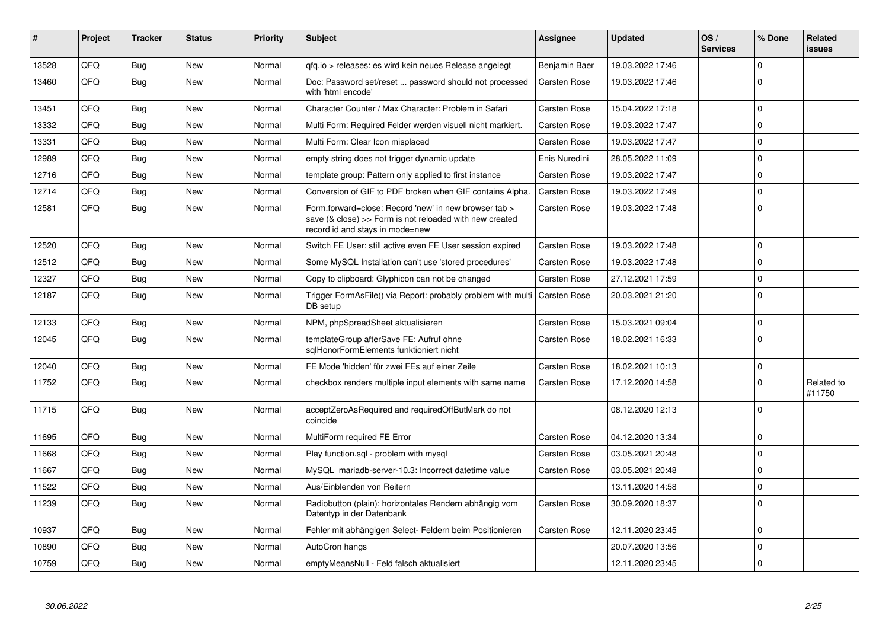| # | Project | Tracker | Status | Priority | Subject | Assignee | Updated | OS / Services | % Done | Related issues |
|---|---|---|---|---|---|---|---|---|---|---|
| 13528 | QFQ | Bug | New | Normal | qfq.io > releases: es wird kein neues Release angelegt | Benjamin Baer | 19.03.2022 17:46 | | 0 | |
| 13460 | QFQ | Bug | New | Normal | Doc: Password set/reset ... password should not processed with 'html encode' | Carsten Rose | 19.03.2022 17:46 | | 0 | |
| 13451 | QFQ | Bug | New | Normal | Character Counter / Max Character: Problem in Safari | Carsten Rose | 15.04.2022 17:18 | | 0 | |
| 13332 | QFQ | Bug | New | Normal | Multi Form: Required Felder werden visuell nicht markiert. | Carsten Rose | 19.03.2022 17:47 | | 0 | |
| 13331 | QFQ | Bug | New | Normal | Multi Form: Clear Icon misplaced | Carsten Rose | 19.03.2022 17:47 | | 0 | |
| 12989 | QFQ | Bug | New | Normal | empty string does not trigger dynamic update | Enis Nuredini | 28.05.2022 11:09 | | 0 | |
| 12716 | QFQ | Bug | New | Normal | template group: Pattern only applied to first instance | Carsten Rose | 19.03.2022 17:47 | | 0 | |
| 12714 | QFQ | Bug | New | Normal | Conversion of GIF to PDF broken when GIF contains Alpha. | Carsten Rose | 19.03.2022 17:49 | | 0 | |
| 12581 | QFQ | Bug | New | Normal | Form.forward=close: Record 'new' in new browser tab > save (& close) >> Form is not reloaded with new created record id and stays in mode=new | Carsten Rose | 19.03.2022 17:48 | | 0 | |
| 12520 | QFQ | Bug | New | Normal | Switch FE User: still active even FE User session expired | Carsten Rose | 19.03.2022 17:48 | | 0 | |
| 12512 | QFQ | Bug | New | Normal | Some MySQL Installation can't use 'stored procedures' | Carsten Rose | 19.03.2022 17:48 | | 0 | |
| 12327 | QFQ | Bug | New | Normal | Copy to clipboard: Glyphicon can not be changed | Carsten Rose | 27.12.2021 17:59 | | 0 | |
| 12187 | QFQ | Bug | New | Normal | Trigger FormAsFile() via Report: probably problem with multi DB setup | Carsten Rose | 20.03.2021 21:20 | | 0 | |
| 12133 | QFQ | Bug | New | Normal | NPM, phpSpreadSheet aktualisieren | Carsten Rose | 15.03.2021 09:04 | | 0 | |
| 12045 | QFQ | Bug | New | Normal | templateGroup afterSave FE: Aufruf ohne sqlHonorFormElements funktioniert nicht | Carsten Rose | 18.02.2021 16:33 | | 0 | |
| 12040 | QFQ | Bug | New | Normal | FE Mode 'hidden' für zwei FEs auf einer Zeile | Carsten Rose | 18.02.2021 10:13 | | 0 | |
| 11752 | QFQ | Bug | New | Normal | checkbox renders multiple input elements with same name | Carsten Rose | 17.12.2020 14:58 | | 0 | Related to #11750 |
| 11715 | QFQ | Bug | New | Normal | acceptZeroAsRequired and requiredOffButMark do not coincide | | 08.12.2020 12:13 | | 0 | |
| 11695 | QFQ | Bug | New | Normal | MultiForm required FE Error | Carsten Rose | 04.12.2020 13:34 | | 0 | |
| 11668 | QFQ | Bug | New | Normal | Play function.sql - problem with mysql | Carsten Rose | 03.05.2021 20:48 | | 0 | |
| 11667 | QFQ | Bug | New | Normal | MySQL mariadb-server-10.3: Incorrect datetime value | Carsten Rose | 03.05.2021 20:48 | | 0 | |
| 11522 | QFQ | Bug | New | Normal | Aus/Einblenden von Reitern | | 13.11.2020 14:58 | | 0 | |
| 11239 | QFQ | Bug | New | Normal | Radiobutton (plain): horizontales Rendern abhängig vom Datentyp in der Datenbank | Carsten Rose | 30.09.2020 18:37 | | 0 | |
| 10937 | QFQ | Bug | New | Normal | Fehler mit abhängigen Select- Feldern beim Positionieren | Carsten Rose | 12.11.2020 23:45 | | 0 | |
| 10890 | QFQ | Bug | New | Normal | AutoCron hangs | | 20.07.2020 13:56 | | 0 | |
| 10759 | QFQ | Bug | New | Normal | emptyMeansNull - Feld falsch aktualisiert | | 12.11.2020 23:45 | | 0 | |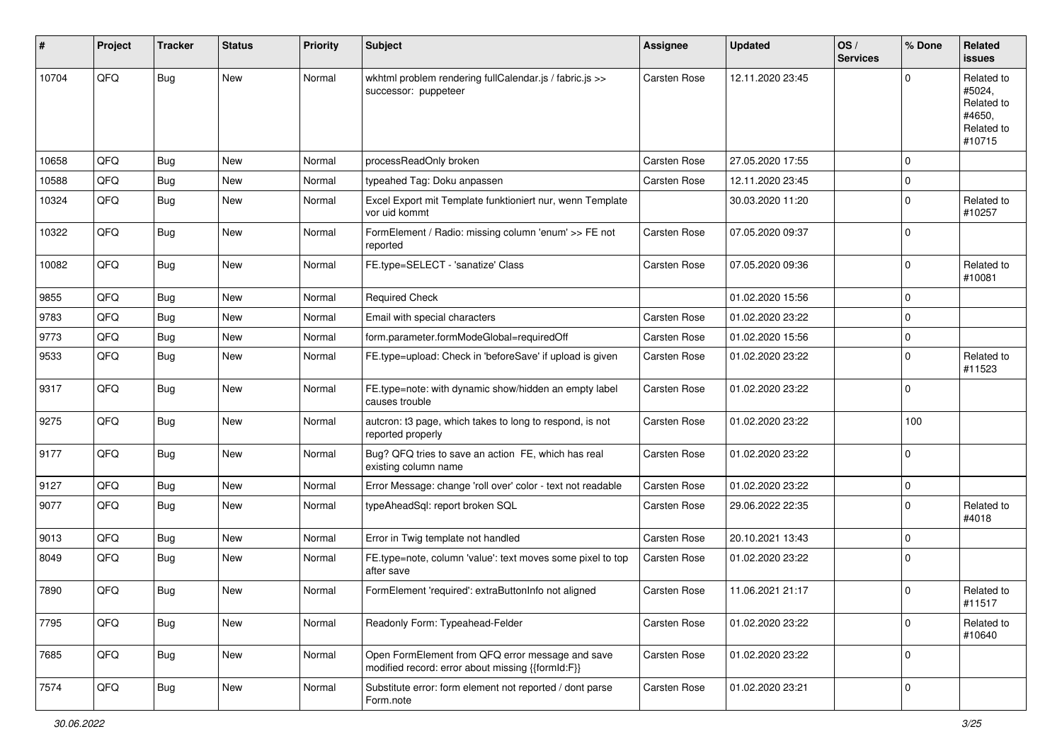| # | Project | Tracker | Status | Priority | Subject | Assignee | Updated | OS / Services | % Done | Related issues |
|---|---|---|---|---|---|---|---|---|---|---|
| 10704 | QFQ | Bug | New | Normal | wkhtml problem rendering fullCalendar.js / fabric.js >> successor: puppeteer | Carsten Rose | 12.11.2020 23:45 | | 0 | Related to #5024, Related to #4650, Related to #10715 |
| 10658 | QFQ | Bug | New | Normal | processReadOnly broken | Carsten Rose | 27.05.2020 17:55 | | 0 | |
| 10588 | QFQ | Bug | New | Normal | typeahed Tag: Doku anpassen | Carsten Rose | 12.11.2020 23:45 | | 0 | |
| 10324 | QFQ | Bug | New | Normal | Excel Export mit Template funktioniert nur, wenn Template vor uid kommt | | 30.03.2020 11:20 | | 0 | Related to #10257 |
| 10322 | QFQ | Bug | New | Normal | FormElement / Radio: missing column 'enum' >> FE not reported | Carsten Rose | 07.05.2020 09:37 | | 0 | |
| 10082 | QFQ | Bug | New | Normal | FE.type=SELECT - 'sanatize' Class | Carsten Rose | 07.05.2020 09:36 | | 0 | Related to #10081 |
| 9855 | QFQ | Bug | New | Normal | Required Check | | 01.02.2020 15:56 | | 0 | |
| 9783 | QFQ | Bug | New | Normal | Email with special characters | Carsten Rose | 01.02.2020 23:22 | | 0 | |
| 9773 | QFQ | Bug | New | Normal | form.parameter.formModeGlobal=requiredOff | Carsten Rose | 01.02.2020 15:56 | | 0 | |
| 9533 | QFQ | Bug | New | Normal | FE.type=upload: Check in 'beforeSave' if upload is given | Carsten Rose | 01.02.2020 23:22 | | 0 | Related to #11523 |
| 9317 | QFQ | Bug | New | Normal | FE.type=note: with dynamic show/hidden an empty label causes trouble | Carsten Rose | 01.02.2020 23:22 | | 0 | |
| 9275 | QFQ | Bug | New | Normal | autcron: t3 page, which takes to long to respond, is not reported properly | Carsten Rose | 01.02.2020 23:22 | | 100 | |
| 9177 | QFQ | Bug | New | Normal | Bug? QFQ tries to save an action FE, which has real existing column name | Carsten Rose | 01.02.2020 23:22 | | 0 | |
| 9127 | QFQ | Bug | New | Normal | Error Message: change 'roll over' color - text not readable | Carsten Rose | 01.02.2020 23:22 | | 0 | |
| 9077 | QFQ | Bug | New | Normal | typeAheadSql: report broken SQL | Carsten Rose | 29.06.2022 22:35 | | 0 | Related to #4018 |
| 9013 | QFQ | Bug | New | Normal | Error in Twig template not handled | Carsten Rose | 20.10.2021 13:43 | | 0 | |
| 8049 | QFQ | Bug | New | Normal | FE.type=note, column 'value': text moves some pixel to top after save | Carsten Rose | 01.02.2020 23:22 | | 0 | |
| 7890 | QFQ | Bug | New | Normal | FormElement 'required': extraButtonInfo not aligned | Carsten Rose | 11.06.2021 21:17 | | 0 | Related to #11517 |
| 7795 | QFQ | Bug | New | Normal | Readonly Form: Typeahead-Felder | Carsten Rose | 01.02.2020 23:22 | | 0 | Related to #10640 |
| 7685 | QFQ | Bug | New | Normal | Open FormElement from QFQ error message and save modified record: error about missing {{formId:F}} | Carsten Rose | 01.02.2020 23:22 | | 0 | |
| 7574 | QFQ | Bug | New | Normal | Substitute error: form element not reported / dont parse Form.note | Carsten Rose | 01.02.2020 23:21 | | 0 | |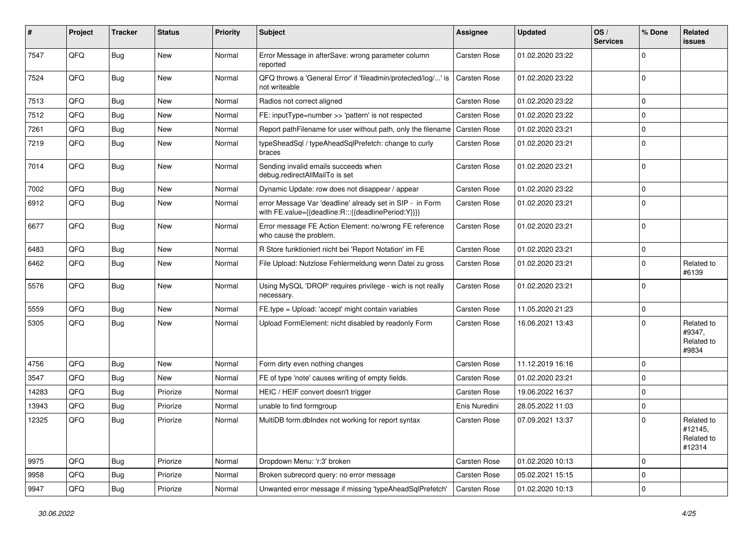| # | Project | Tracker | Status | Priority | Subject | Assignee | Updated | OS / Services | % Done | Related issues |
|---|---|---|---|---|---|---|---|---|---|---|
| 7547 | QFQ | Bug | New | Normal | Error Message in afterSave: wrong parameter column reported | Carsten Rose | 01.02.2020 23:22 | | 0 | |
| 7524 | QFQ | Bug | New | Normal | QFQ throws a 'General Error' if 'fileadmin/protected/log/...' is not writeable | Carsten Rose | 01.02.2020 23:22 | | 0 | |
| 7513 | QFQ | Bug | New | Normal | Radios not correct aligned | Carsten Rose | 01.02.2020 23:22 | | 0 | |
| 7512 | QFQ | Bug | New | Normal | FE: inputType=number >> 'pattern' is not respected | Carsten Rose | 01.02.2020 23:22 | | 0 | |
| 7261 | QFQ | Bug | New | Normal | Report pathFilename for user without path, only the filename | Carsten Rose | 01.02.2020 23:21 | | 0 | |
| 7219 | QFQ | Bug | New | Normal | typeSheadSql / typeAheadSqlPrefetch: change to curly braces | Carsten Rose | 01.02.2020 23:21 | | 0 | |
| 7014 | QFQ | Bug | New | Normal | Sending invalid emails succeeds when debug.redirectAllMailTo is set | Carsten Rose | 01.02.2020 23:21 | | 0 | |
| 7002 | QFQ | Bug | New | Normal | Dynamic Update: row does not disappear / appear | Carsten Rose | 01.02.2020 23:22 | | 0 | |
| 6912 | QFQ | Bug | New | Normal | error Message Var 'deadline' already set in SIP - in Form with FE.value={{deadline:R:::{{deadlinePeriod:Y}}}} | Carsten Rose | 01.02.2020 23:21 | | 0 | |
| 6677 | QFQ | Bug | New | Normal | Error message FE Action Element: no/wrong FE reference who cause the problem. | Carsten Rose | 01.02.2020 23:21 | | 0 | |
| 6483 | QFQ | Bug | New | Normal | R Store funktioniert nicht bei 'Report Notation' im FE | Carsten Rose | 01.02.2020 23:21 | | 0 | |
| 6462 | QFQ | Bug | New | Normal | File Upload: Nutzlose Fehlermeldung wenn Datei zu gross | Carsten Rose | 01.02.2020 23:21 | | 0 | Related to #6139 |
| 5576 | QFQ | Bug | New | Normal | Using MySQL 'DROP' requires privilege - wich is not really necessary. | Carsten Rose | 01.02.2020 23:21 | | 0 | |
| 5559 | QFQ | Bug | New | Normal | FE.type = Upload: 'accept' might contain variables | Carsten Rose | 11.05.2020 21:23 | | 0 | |
| 5305 | QFQ | Bug | New | Normal | Upload FormElement: nicht disabled by readonly Form | Carsten Rose | 16.06.2021 13:43 | | 0 | Related to #9347, Related to #9834 |
| 4756 | QFQ | Bug | New | Normal | Form dirty even nothing changes | Carsten Rose | 11.12.2019 16:16 | | 0 | |
| 3547 | QFQ | Bug | New | Normal | FE of type 'note' causes writing of empty fields. | Carsten Rose | 01.02.2020 23:21 | | 0 | |
| 14283 | QFQ | Bug | Priorize | Normal | HEIC / HEIF convert doesn't trigger | Carsten Rose | 19.06.2022 16:37 | | 0 | |
| 13943 | QFQ | Bug | Priorize | Normal | unable to find formgroup | Enis Nuredini | 28.05.2022 11:03 | | 0 | |
| 12325 | QFQ | Bug | Priorize | Normal | MultiDB form.dbIndex not working for report syntax | Carsten Rose | 07.09.2021 13:37 | | 0 | Related to #12145, Related to #12314 |
| 9975 | QFQ | Bug | Priorize | Normal | Dropdown Menu: 'r:3' broken | Carsten Rose | 01.02.2020 10:13 | | 0 | |
| 9958 | QFQ | Bug | Priorize | Normal | Broken subrecord query: no error message | Carsten Rose | 05.02.2021 15:15 | | 0 | |
| 9947 | QFQ | Bug | Priorize | Normal | Unwanted error message if missing 'typeAheadSqlPrefetch' | Carsten Rose | 01.02.2020 10:13 | | 0 | |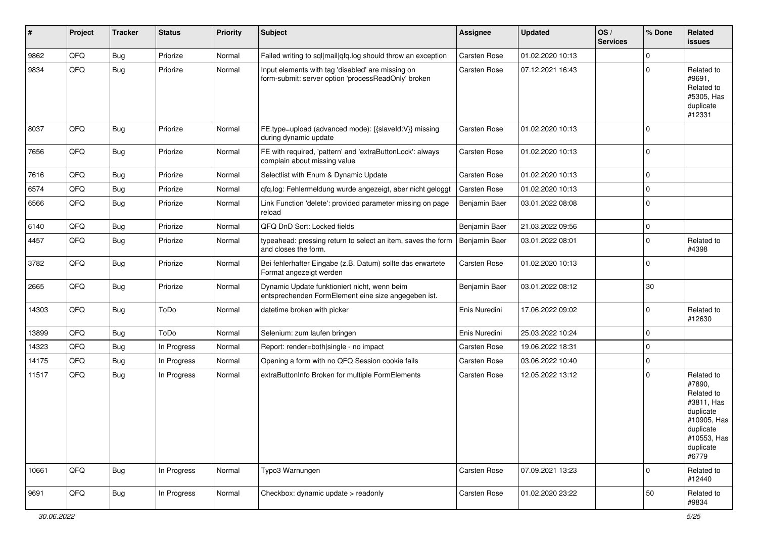| # | Project | Tracker | Status | Priority | Subject | Assignee | Updated | OS / Services | % Done | Related issues |
|---|---|---|---|---|---|---|---|---|---|---|
| 9862 | QFQ | Bug | Priorize | Normal | Failed writing to sql|mail|qfq.log should throw an exception | Carsten Rose | 01.02.2020 10:13 | | 0 | |
| 9834 | QFQ | Bug | Priorize | Normal | Input elements with tag 'disabled' are missing on form-submit: server option 'processReadOnly' broken | Carsten Rose | 07.12.2021 16:43 | | 0 | Related to #9691, Related to #5305, Has duplicate #12331 |
| 8037 | QFQ | Bug | Priorize | Normal | FE.type=upload (advanced mode): {{slaveId:V}} missing during dynamic update | Carsten Rose | 01.02.2020 10:13 | | 0 | |
| 7656 | QFQ | Bug | Priorize | Normal | FE with required, 'pattern' and 'extraButtonLock': always complain about missing value | Carsten Rose | 01.02.2020 10:13 | | 0 | |
| 7616 | QFQ | Bug | Priorize | Normal | Selectlist with Enum & Dynamic Update | Carsten Rose | 01.02.2020 10:13 | | 0 | |
| 6574 | QFQ | Bug | Priorize | Normal | qfq.log: Fehlermeldung wurde angezeigt, aber nicht geloggt | Carsten Rose | 01.02.2020 10:13 | | 0 | |
| 6566 | QFQ | Bug | Priorize | Normal | Link Function 'delete': provided parameter missing on page reload | Benjamin Baer | 03.01.2022 08:08 | | 0 | |
| 6140 | QFQ | Bug | Priorize | Normal | QFQ DnD Sort: Locked fields | Benjamin Baer | 21.03.2022 09:56 | | 0 | |
| 4457 | QFQ | Bug | Priorize | Normal | typeahead: pressing return to select an item, saves the form and closes the form. | Benjamin Baer | 03.01.2022 08:01 | | 0 | Related to #4398 |
| 3782 | QFQ | Bug | Priorize | Normal | Bei fehlerhafter Eingabe (z.B. Datum) sollte das erwartete Format angezeigt werden | Carsten Rose | 01.02.2020 10:13 | | 0 | |
| 2665 | QFQ | Bug | Priorize | Normal | Dynamic Update funktioniert nicht, wenn beim entsprechenden FormElement eine size angegeben ist. | Benjamin Baer | 03.01.2022 08:12 | | 30 | |
| 14303 | QFQ | Bug | ToDo | Normal | datetime broken with picker | Enis Nuredini | 17.06.2022 09:02 | | 0 | Related to #12630 |
| 13899 | QFQ | Bug | ToDo | Normal | Selenium: zum laufen bringen | Enis Nuredini | 25.03.2022 10:24 | | 0 | |
| 14323 | QFQ | Bug | In Progress | Normal | Report: render=both|single - no impact | Carsten Rose | 19.06.2022 18:31 | | 0 | |
| 14175 | QFQ | Bug | In Progress | Normal | Opening a form with no QFQ Session cookie fails | Carsten Rose | 03.06.2022 10:40 | | 0 | |
| 11517 | QFQ | Bug | In Progress | Normal | extraButtonInfo Broken for multiple FormElements | Carsten Rose | 12.05.2022 13:12 | | 0 | Related to #7890, Related to #3811, Has duplicate #10905, Has duplicate #10553, Has duplicate #6779 |
| 10661 | QFQ | Bug | In Progress | Normal | Typo3 Warnungen | Carsten Rose | 07.09.2021 13:23 | | 0 | Related to #12440 |
| 9691 | QFQ | Bug | In Progress | Normal | Checkbox: dynamic update > readonly | Carsten Rose | 01.02.2020 23:22 | | 50 | Related to #9834 |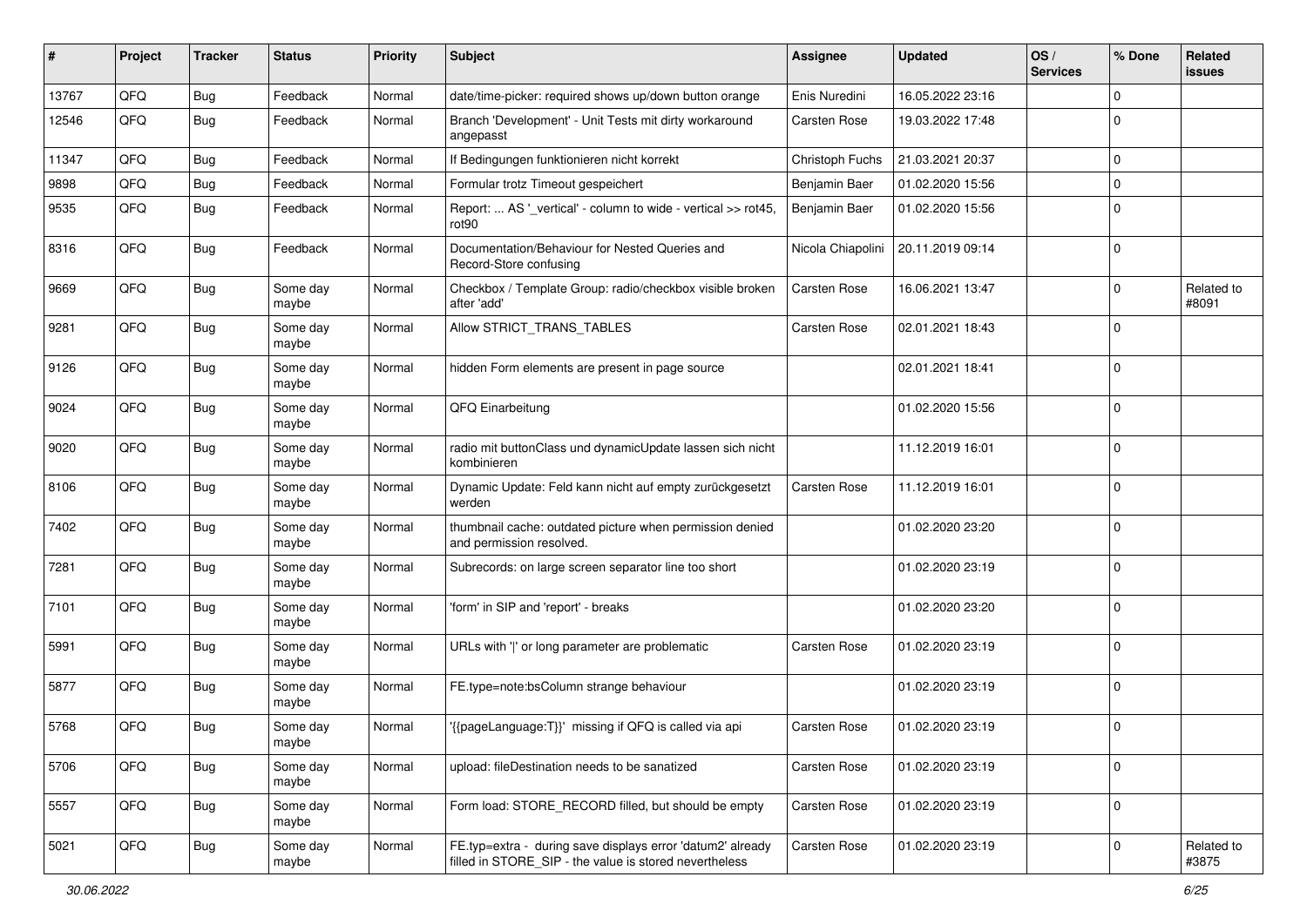| # | Project | Tracker | Status | Priority | Subject | Assignee | Updated | OS / Services | % Done | Related issues |
|---|---|---|---|---|---|---|---|---|---|---|
| 13767 | QFQ | Bug | Feedback | Normal | date/time-picker: required shows up/down button orange | Enis Nuredini | 16.05.2022 23:16 | | 0 | |
| 12546 | QFQ | Bug | Feedback | Normal | Branch 'Development' - Unit Tests mit dirty workaround angepasst | Carsten Rose | 19.03.2022 17:48 | | 0 | |
| 11347 | QFQ | Bug | Feedback | Normal | If Bedingungen funktionieren nicht korrekt | Christoph Fuchs | 21.03.2021 20:37 | | 0 | |
| 9898 | QFQ | Bug | Feedback | Normal | Formular trotz Timeout gespeichert | Benjamin Baer | 01.02.2020 15:56 | | 0 | |
| 9535 | QFQ | Bug | Feedback | Normal | Report: ... AS '_vertical' - column to wide - vertical >> rot45, rot90 | Benjamin Baer | 01.02.2020 15:56 | | 0 | |
| 8316 | QFQ | Bug | Feedback | Normal | Documentation/Behaviour for Nested Queries and Record-Store confusing | Nicola Chiapolini | 20.11.2019 09:14 | | 0 | |
| 9669 | QFQ | Bug | Some day maybe | Normal | Checkbox / Template Group: radio/checkbox visible broken after 'add' | Carsten Rose | 16.06.2021 13:47 | | 0 | Related to #8091 |
| 9281 | QFQ | Bug | Some day maybe | Normal | Allow STRICT_TRANS_TABLES | Carsten Rose | 02.01.2021 18:43 | | 0 | |
| 9126 | QFQ | Bug | Some day maybe | Normal | hidden Form elements are present in page source | | 02.01.2021 18:41 | | 0 | |
| 9024 | QFQ | Bug | Some day maybe | Normal | QFQ Einarbeitung | | 01.02.2020 15:56 | | 0 | |
| 9020 | QFQ | Bug | Some day maybe | Normal | radio mit buttonClass und dynamicUpdate lassen sich nicht kombinieren | | 11.12.2019 16:01 | | 0 | |
| 8106 | QFQ | Bug | Some day maybe | Normal | Dynamic Update: Feld kann nicht auf empty zurückgesetzt werden | Carsten Rose | 11.12.2019 16:01 | | 0 | |
| 7402 | QFQ | Bug | Some day maybe | Normal | thumbnail cache: outdated picture when permission denied and permission resolved. | | 01.02.2020 23:20 | | 0 | |
| 7281 | QFQ | Bug | Some day maybe | Normal | Subrecords: on large screen separator line too short | | 01.02.2020 23:19 | | 0 | |
| 7101 | QFQ | Bug | Some day maybe | Normal | 'form' in SIP and 'report' - breaks | | 01.02.2020 23:20 | | 0 | |
| 5991 | QFQ | Bug | Some day maybe | Normal | URLs with '\|' or long parameter are problematic | Carsten Rose | 01.02.2020 23:19 | | 0 | |
| 5877 | QFQ | Bug | Some day maybe | Normal | FE.type=note:bsColumn strange behaviour | | 01.02.2020 23:19 | | 0 | |
| 5768 | QFQ | Bug | Some day maybe | Normal | '{{pageLanguage:T}}' missing if QFQ is called via api | Carsten Rose | 01.02.2020 23:19 | | 0 | |
| 5706 | QFQ | Bug | Some day maybe | Normal | upload: fileDestination needs to be sanatized | Carsten Rose | 01.02.2020 23:19 | | 0 | |
| 5557 | QFQ | Bug | Some day maybe | Normal | Form load: STORE_RECORD filled, but should be empty | Carsten Rose | 01.02.2020 23:19 | | 0 | |
| 5021 | QFQ | Bug | Some day maybe | Normal | FE.typ=extra - during save displays error 'datum2' already filled in STORE_SIP - the value is stored nevertheless | Carsten Rose | 01.02.2020 23:19 | | 0 | Related to #3875 |

30.06.2022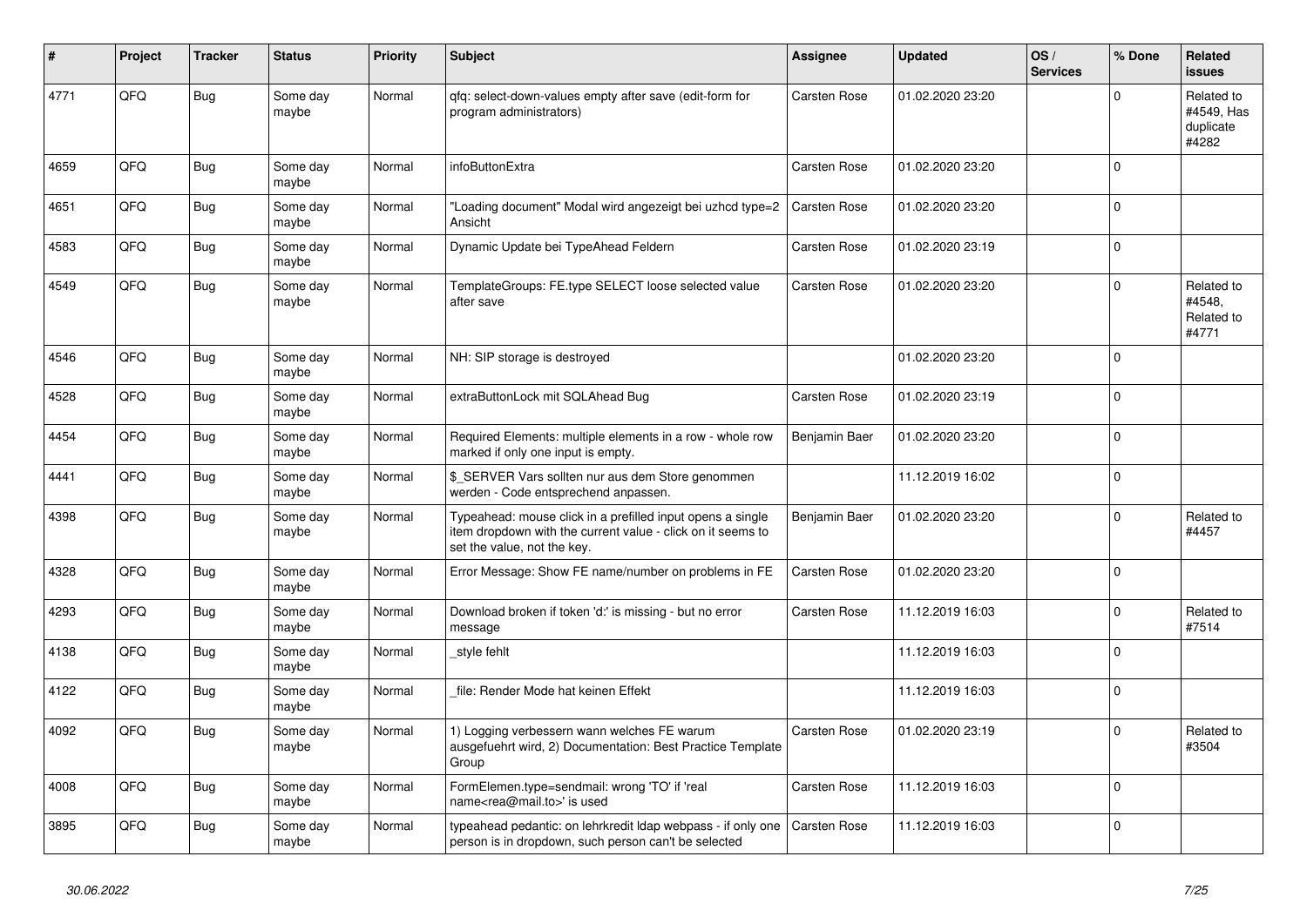| # | Project | Tracker | Status | Priority | Subject | Assignee | Updated | OS / Services | % Done | Related issues |
|---|---|---|---|---|---|---|---|---|---|---|
| 4771 | QFQ | Bug | Some day maybe | Normal | qfq: select-down-values empty after save (edit-form for program administrators) | Carsten Rose | 01.02.2020 23:20 | | 0 | Related to #4549, Has duplicate #4282 |
| 4659 | QFQ | Bug | Some day maybe | Normal | infoButtonExtra | Carsten Rose | 01.02.2020 23:20 | | 0 | |
| 4651 | QFQ | Bug | Some day maybe | Normal | "Loading document" Modal wird angezeigt bei uzhcd type=2 Ansicht | Carsten Rose | 01.02.2020 23:20 | | 0 | |
| 4583 | QFQ | Bug | Some day maybe | Normal | Dynamic Update bei TypeAhead Feldern | Carsten Rose | 01.02.2020 23:19 | | 0 | |
| 4549 | QFQ | Bug | Some day maybe | Normal | TemplateGroups: FE.type SELECT loose selected value after save | Carsten Rose | 01.02.2020 23:20 | | 0 | Related to #4548, Related to #4771 |
| 4546 | QFQ | Bug | Some day maybe | Normal | NH: SIP storage is destroyed | | 01.02.2020 23:20 | | 0 | |
| 4528 | QFQ | Bug | Some day maybe | Normal | extraButtonLock mit SQLAhead Bug | Carsten Rose | 01.02.2020 23:19 | | 0 | |
| 4454 | QFQ | Bug | Some day maybe | Normal | Required Elements: multiple elements in a row - whole row marked if only one input is empty. | Benjamin Baer | 01.02.2020 23:20 | | 0 | |
| 4441 | QFQ | Bug | Some day maybe | Normal | $_SERVER Vars sollten nur aus dem Store genommen werden - Code entsprechend anpassen. | | 11.12.2019 16:02 | | 0 | |
| 4398 | QFQ | Bug | Some day maybe | Normal | Typeahead: mouse click in a prefilled input opens a single item dropdown with the current value - click on it seems to set the value, not the key. | Benjamin Baer | 01.02.2020 23:20 | | 0 | Related to #4457 |
| 4328 | QFQ | Bug | Some day maybe | Normal | Error Message: Show FE name/number on problems in FE | Carsten Rose | 01.02.2020 23:20 | | 0 | |
| 4293 | QFQ | Bug | Some day maybe | Normal | Download broken if token 'd:' is missing - but no error message | Carsten Rose | 11.12.2019 16:03 | | 0 | Related to #7514 |
| 4138 | QFQ | Bug | Some day maybe | Normal | _style fehlt | | 11.12.2019 16:03 | | 0 | |
| 4122 | QFQ | Bug | Some day maybe | Normal | _file: Render Mode hat keinen Effekt | | 11.12.2019 16:03 | | 0 | |
| 4092 | QFQ | Bug | Some day maybe | Normal | 1) Logging verbessern wann welches FE warum ausgefuehrt wird, 2) Documentation: Best Practice Template Group | Carsten Rose | 01.02.2020 23:19 | | 0 | Related to #3504 |
| 4008 | QFQ | Bug | Some day maybe | Normal | FormElemen.type=sendmail: wrong 'TO' if 'real name<rea@mail.to>' is used | Carsten Rose | 11.12.2019 16:03 | | 0 | |
| 3895 | QFQ | Bug | Some day maybe | Normal | typeahead pedantic: on lehrkredit ldap webpass - if only one person is in dropdown, such person can't be selected | Carsten Rose | 11.12.2019 16:03 | | 0 | |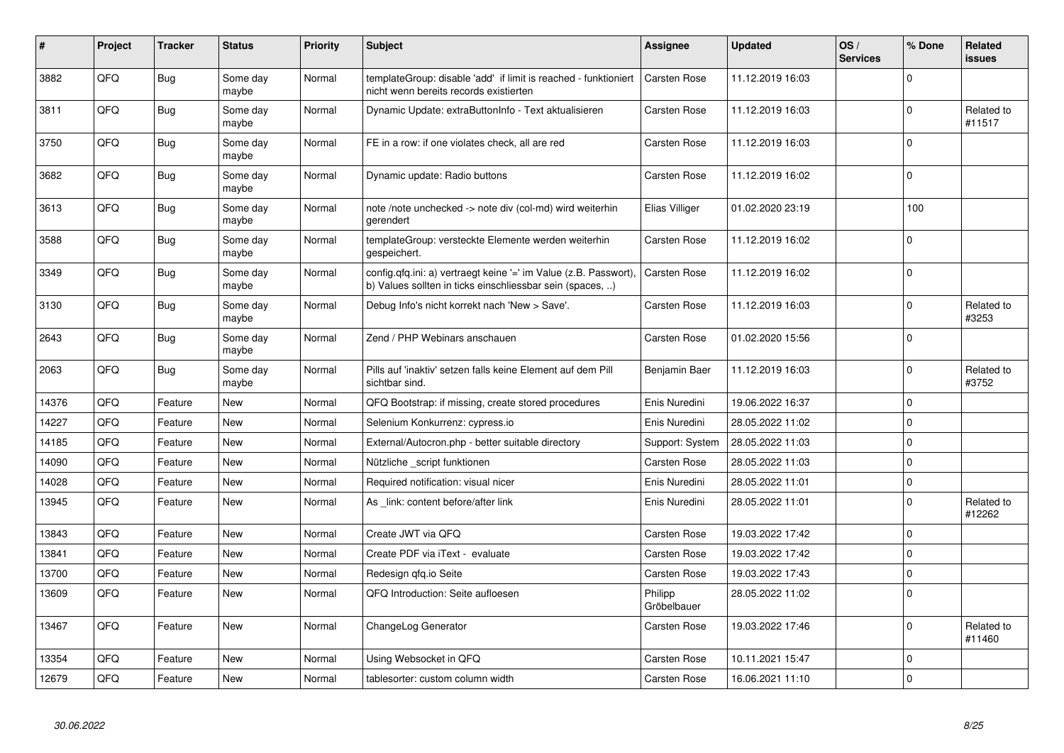| # | Project | Tracker | Status | Priority | Subject | Assignee | Updated | OS / Services | % Done | Related issues |
|---|---|---|---|---|---|---|---|---|---|---|
| 3882 | QFQ | Bug | Some day maybe | Normal | templateGroup: disable 'add' if limit is reached - funktioniert nicht wenn bereits records existierten | Carsten Rose | 11.12.2019 16:03 | | 0 | |
| 3811 | QFQ | Bug | Some day maybe | Normal | Dynamic Update: extraButtonInfo - Text aktualisieren | Carsten Rose | 11.12.2019 16:03 | | 0 | Related to #11517 |
| 3750 | QFQ | Bug | Some day maybe | Normal | FE in a row: if one violates check, all are red | Carsten Rose | 11.12.2019 16:03 | | 0 | |
| 3682 | QFQ | Bug | Some day maybe | Normal | Dynamic update: Radio buttons | Carsten Rose | 11.12.2019 16:02 | | 0 | |
| 3613 | QFQ | Bug | Some day maybe | Normal | note /note unchecked -> note div (col-md) wird weiterhin gerendert | Elias Villiger | 01.02.2020 23:19 | | 100 | |
| 3588 | QFQ | Bug | Some day maybe | Normal | templateGroup: versteckte Elemente werden weiterhin gespeichert. | Carsten Rose | 11.12.2019 16:02 | | 0 | |
| 3349 | QFQ | Bug | Some day maybe | Normal | config.qfq.ini: a) vertraegt keine '=' im Value (z.B. Passwort), b) Values sollten in ticks einschliessbar sein (spaces, ..) | Carsten Rose | 11.12.2019 16:02 | | 0 | |
| 3130 | QFQ | Bug | Some day maybe | Normal | Debug Info's nicht korrekt nach 'New > Save'. | Carsten Rose | 11.12.2019 16:03 | | 0 | Related to #3253 |
| 2643 | QFQ | Bug | Some day maybe | Normal | Zend / PHP Webinars anschauen | Carsten Rose | 01.02.2020 15:56 | | 0 | |
| 2063 | QFQ | Bug | Some day maybe | Normal | Pills auf 'inaktiv' setzen falls keine Element auf dem Pill sichtbar sind. | Benjamin Baer | 11.12.2019 16:03 | | 0 | Related to #3752 |
| 14376 | QFQ | Feature | New | Normal | QFQ Bootstrap: if missing, create stored procedures | Enis Nuredini | 19.06.2022 16:37 | | 0 | |
| 14227 | QFQ | Feature | New | Normal | Selenium Konkurrenz: cypress.io | Enis Nuredini | 28.05.2022 11:02 | | 0 | |
| 14185 | QFQ | Feature | New | Normal | External/Autocron.php - better suitable directory | Support: System | 28.05.2022 11:03 | | 0 | |
| 14090 | QFQ | Feature | New | Normal | Nützliche _script funktionen | Carsten Rose | 28.05.2022 11:03 | | 0 | |
| 14028 | QFQ | Feature | New | Normal | Required notification: visual nicer | Enis Nuredini | 28.05.2022 11:01 | | 0 | |
| 13945 | QFQ | Feature | New | Normal | As _link: content before/after link | Enis Nuredini | 28.05.2022 11:01 | | 0 | Related to #12262 |
| 13843 | QFQ | Feature | New | Normal | Create JWT via QFQ | Carsten Rose | 19.03.2022 17:42 | | 0 | |
| 13841 | QFQ | Feature | New | Normal | Create PDF via iText - evaluate | Carsten Rose | 19.03.2022 17:42 | | 0 | |
| 13700 | QFQ | Feature | New | Normal | Redesign qfq.io Seite | Carsten Rose | 19.03.2022 17:43 | | 0 | |
| 13609 | QFQ | Feature | New | Normal | QFQ Introduction: Seite aufloesen | Philipp Gröbelbauer | 28.05.2022 11:02 | | 0 | |
| 13467 | QFQ | Feature | New | Normal | ChangeLog Generator | Carsten Rose | 19.03.2022 17:46 | | 0 | Related to #11460 |
| 13354 | QFQ | Feature | New | Normal | Using Websocket in QFQ | Carsten Rose | 10.11.2021 15:47 | | 0 | |
| 12679 | QFQ | Feature | New | Normal | tablesorter: custom column width | Carsten Rose | 16.06.2021 11:10 | | 0 | |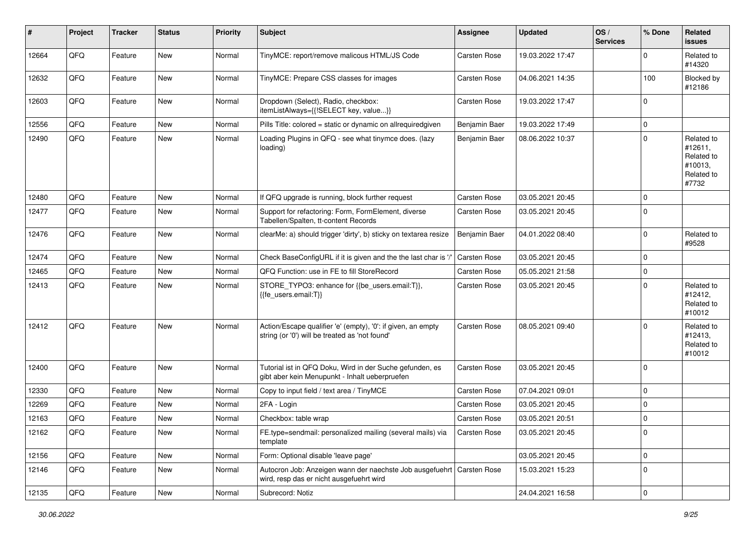| # | Project | Tracker | Status | Priority | Subject | Assignee | Updated | OS / Services | % Done | Related issues |
|---|---|---|---|---|---|---|---|---|---|---|
| 12664 | QFQ | Feature | New | Normal | TinyMCE: report/remove malicous HTML/JS Code | Carsten Rose | 19.03.2022 17:47 | | 0 | Related to #14320 |
| 12632 | QFQ | Feature | New | Normal | TinyMCE: Prepare CSS classes for images | Carsten Rose | 04.06.2021 14:35 | | 100 | Blocked by #12186 |
| 12603 | QFQ | Feature | New | Normal | Dropdown (Select), Radio, checkbox: itemListAlways={{!SELECT key, value...}} | Carsten Rose | 19.03.2022 17:47 | | 0 | |
| 12556 | QFQ | Feature | New | Normal | Pills Title: colored = static or dynamic on allrequiredgiven | Benjamin Baer | 19.03.2022 17:49 | | 0 | |
| 12490 | QFQ | Feature | New | Normal | Loading Plugins in QFQ - see what tinymce does. (lazy loading) | Benjamin Baer | 08.06.2022 10:37 | | 0 | Related to #12611, Related to #10013, Related to #7732 |
| 12480 | QFQ | Feature | New | Normal | If QFQ upgrade is running, block further request | Carsten Rose | 03.05.2021 20:45 | | 0 | |
| 12477 | QFQ | Feature | New | Normal | Support for refactoring: Form, FormElement, diverse Tabellen/Spalten, tt-content Records | Carsten Rose | 03.05.2021 20:45 | | 0 | |
| 12476 | QFQ | Feature | New | Normal | clearMe: a) should trigger 'dirty', b) sticky on textarea resize | Benjamin Baer | 04.01.2022 08:40 | | 0 | Related to #9528 |
| 12474 | QFQ | Feature | New | Normal | Check BaseConfigURL if it is given and the the last char is '/' | Carsten Rose | 03.05.2021 20:45 | | 0 | |
| 12465 | QFQ | Feature | New | Normal | QFQ Function: use in FE to fill StoreRecord | Carsten Rose | 05.05.2021 21:58 | | 0 | |
| 12413 | QFQ | Feature | New | Normal | STORE_TYPO3: enhance for {{be_users.email:T}}, {{fe_users.email:T}} | Carsten Rose | 03.05.2021 20:45 | | 0 | Related to #12412, Related to #10012 |
| 12412 | QFQ | Feature | New | Normal | Action/Escape qualifier 'e' (empty), '0': if given, an empty string (or '0') will be treated as 'not found' | Carsten Rose | 08.05.2021 09:40 | | 0 | Related to #12413, Related to #10012 |
| 12400 | QFQ | Feature | New | Normal | Tutorial ist in QFQ Doku, Wird in der Suche gefunden, es gibt aber kein Menupunkt - Inhalt ueberpruefen | Carsten Rose | 03.05.2021 20:45 | | 0 | |
| 12330 | QFQ | Feature | New | Normal | Copy to input field / text area / TinyMCE | Carsten Rose | 07.04.2021 09:01 | | 0 | |
| 12269 | QFQ | Feature | New | Normal | 2FA - Login | Carsten Rose | 03.05.2021 20:45 | | 0 | |
| 12163 | QFQ | Feature | New | Normal | Checkbox: table wrap | Carsten Rose | 03.05.2021 20:51 | | 0 | |
| 12162 | QFQ | Feature | New | Normal | FE.type=sendmail: personalized mailing (several mails) via template | Carsten Rose | 03.05.2021 20:45 | | 0 | |
| 12156 | QFQ | Feature | New | Normal | Form: Optional disable 'leave page' | | 03.05.2021 20:45 | | 0 | |
| 12146 | QFQ | Feature | New | Normal | Autocron Job: Anzeigen wann der naechste Job ausgefuehrt wird, resp das er nicht ausgefuehrt wird | Carsten Rose | 15.03.2021 15:23 | | 0 | |
| 12135 | QFQ | Feature | New | Normal | Subrecord: Notiz | | 24.04.2021 16:58 | | 0 | |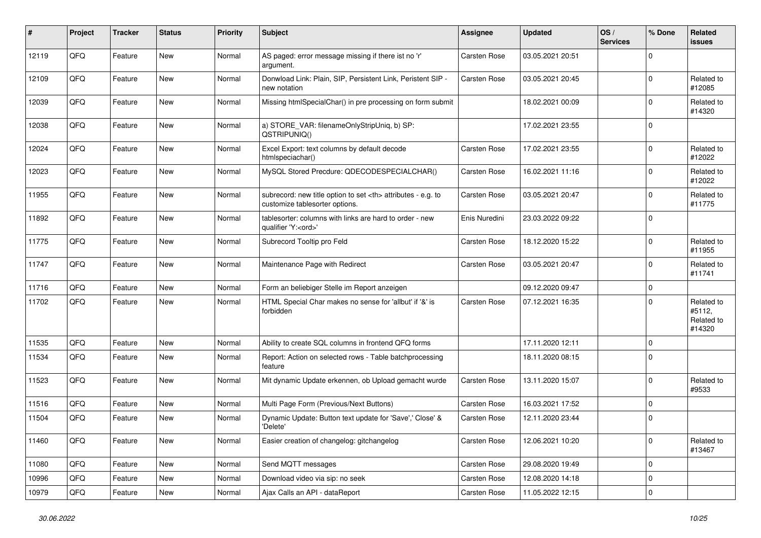| # | Project | Tracker | Status | Priority | Subject | Assignee | Updated | OS / Services | % Done | Related issues |
|---|---|---|---|---|---|---|---|---|---|---|
| 12119 | QFQ | Feature | New | Normal | AS paged: error message missing if there ist no 'r' argument. | Carsten Rose | 03.05.2021 20:51 | | 0 | |
| 12109 | QFQ | Feature | New | Normal | Donwload Link: Plain, SIP, Persistent Link, Peristent SIP - new notation | Carsten Rose | 03.05.2021 20:45 | | 0 | Related to #12085 |
| 12039 | QFQ | Feature | New | Normal | Missing htmlSpecialChar() in pre processing on form submit | | 18.02.2021 00:09 | | 0 | Related to #14320 |
| 12038 | QFQ | Feature | New | Normal | a) STORE_VAR: filenameOnlyStripUniq, b) SP: QSTRIPUNIQ() | | 17.02.2021 23:55 | | 0 | |
| 12024 | QFQ | Feature | New | Normal | Excel Export: text columns by default decode htmlspeciachar() | Carsten Rose | 17.02.2021 23:55 | | 0 | Related to #12022 |
| 12023 | QFQ | Feature | New | Normal | MySQL Stored Precdure: QDECODESPECIALCHAR() | Carsten Rose | 16.02.2021 11:16 | | 0 | Related to #12022 |
| 11955 | QFQ | Feature | New | Normal | subrecord: new title option to set <th> attributes - e.g. to customize tablesorter options. | Carsten Rose | 03.05.2021 20:47 | | 0 | Related to #11775 |
| 11892 | QFQ | Feature | New | Normal | tablesorter: columns with links are hard to order - new qualifier 'Y:<ord>' | Enis Nuredini | 23.03.2022 09:22 | | 0 | |
| 11775 | QFQ | Feature | New | Normal | Subrecord Tooltip pro Feld | Carsten Rose | 18.12.2020 15:22 | | 0 | Related to #11955 |
| 11747 | QFQ | Feature | New | Normal | Maintenance Page with Redirect | Carsten Rose | 03.05.2021 20:47 | | 0 | Related to #11741 |
| 11716 | QFQ | Feature | New | Normal | Form an beliebiger Stelle im Report anzeigen | | 09.12.2020 09:47 | | 0 | |
| 11702 | QFQ | Feature | New | Normal | HTML Special Char makes no sense for 'allbut' if '&' is forbidden | Carsten Rose | 07.12.2021 16:35 | | 0 | Related to #5112, Related to #14320 |
| 11535 | QFQ | Feature | New | Normal | Ability to create SQL columns in frontend QFQ forms | | 17.11.2020 12:11 | | 0 | |
| 11534 | QFQ | Feature | New | Normal | Report: Action on selected rows - Table batchprocessing feature | | 18.11.2020 08:15 | | 0 | |
| 11523 | QFQ | Feature | New | Normal | Mit dynamic Update erkennen, ob Upload gemacht wurde | Carsten Rose | 13.11.2020 15:07 | | 0 | Related to #9533 |
| 11516 | QFQ | Feature | New | Normal | Multi Page Form (Previous/Next Buttons) | Carsten Rose | 16.03.2021 17:52 | | 0 | |
| 11504 | QFQ | Feature | New | Normal | Dynamic Update: Button text update for 'Save',' Close' & 'Delete' | Carsten Rose | 12.11.2020 23:44 | | 0 | |
| 11460 | QFQ | Feature | New | Normal | Easier creation of changelog: gitchangelog | Carsten Rose | 12.06.2021 10:20 | | 0 | Related to #13467 |
| 11080 | QFQ | Feature | New | Normal | Send MQTT messages | Carsten Rose | 29.08.2020 19:49 | | 0 | |
| 10996 | QFQ | Feature | New | Normal | Download video via sip: no seek | Carsten Rose | 12.08.2020 14:18 | | 0 | |
| 10979 | QFQ | Feature | New | Normal | Ajax Calls an API - dataReport | Carsten Rose | 11.05.2022 12:15 | | 0 | |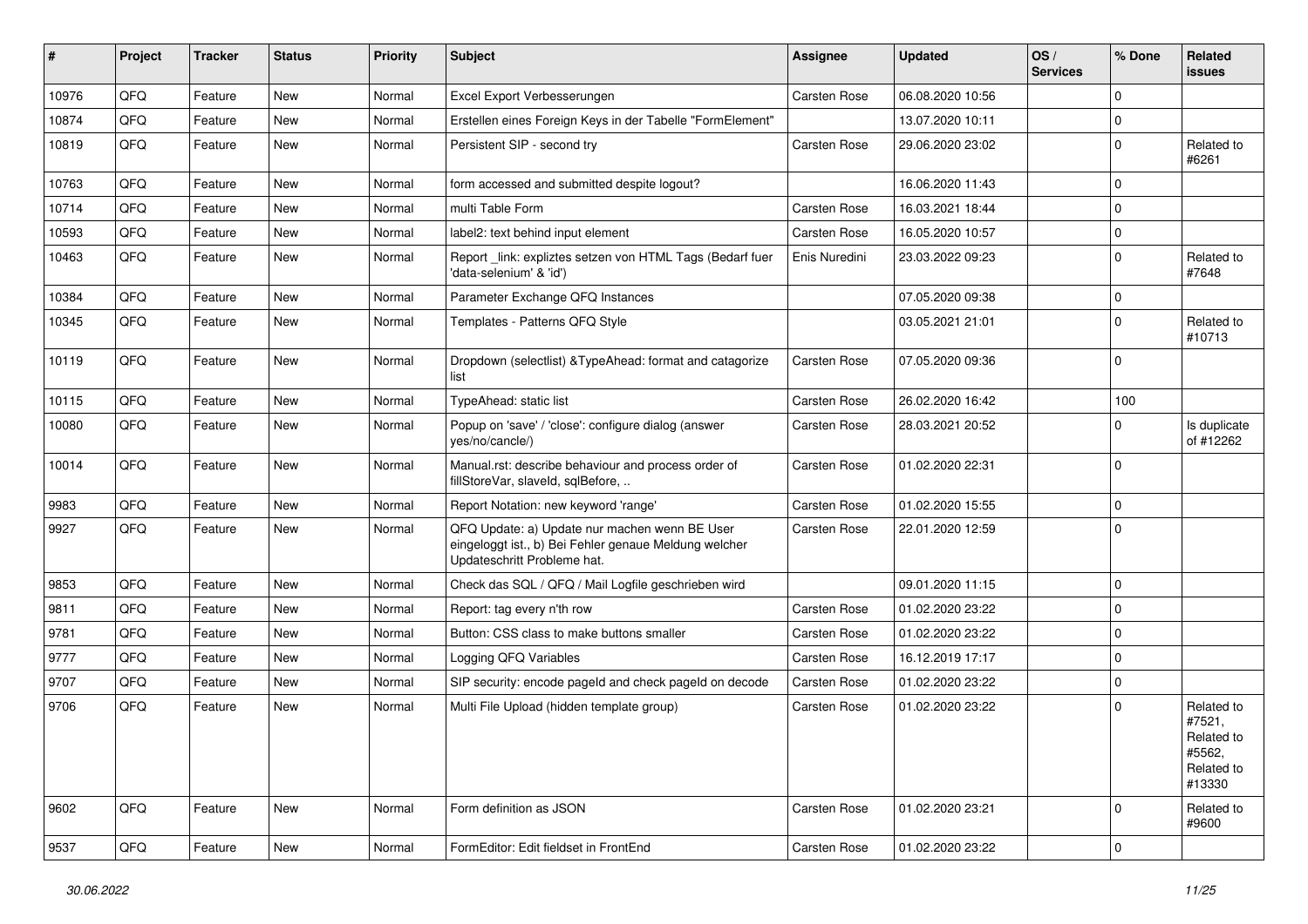| # | Project | Tracker | Status | Priority | Subject | Assignee | Updated | OS / Services | % Done | Related issues |
|---|---|---|---|---|---|---|---|---|---|---|
| 10976 | QFQ | Feature | New | Normal | Excel Export Verbesserungen | Carsten Rose | 06.08.2020 10:56 | | 0 | |
| 10874 | QFQ | Feature | New | Normal | Erstellen eines Foreign Keys in der Tabelle "FormElement" | | 13.07.2020 10:11 | | 0 | |
| 10819 | QFQ | Feature | New | Normal | Persistent SIP - second try | Carsten Rose | 29.06.2020 23:02 | | 0 | Related to #6261 |
| 10763 | QFQ | Feature | New | Normal | form accessed and submitted despite logout? | | 16.06.2020 11:43 | | 0 | |
| 10714 | QFQ | Feature | New | Normal | multi Table Form | Carsten Rose | 16.03.2021 18:44 | | 0 | |
| 10593 | QFQ | Feature | New | Normal | label2: text behind input element | Carsten Rose | 16.05.2020 10:57 | | 0 | |
| 10463 | QFQ | Feature | New | Normal | Report _link: expliztes setzen von HTML Tags (Bedarf fuer 'data-selenium' & 'id') | Enis Nuredini | 23.03.2022 09:23 | | 0 | Related to #7648 |
| 10384 | QFQ | Feature | New | Normal | Parameter Exchange QFQ Instances | | 07.05.2020 09:38 | | 0 | |
| 10345 | QFQ | Feature | New | Normal | Templates - Patterns QFQ Style | | 03.05.2021 21:01 | | 0 | Related to #10713 |
| 10119 | QFQ | Feature | New | Normal | Dropdown (selectlist) &TypeAhead: format and catagorize list | Carsten Rose | 07.05.2020 09:36 | | 0 | |
| 10115 | QFQ | Feature | New | Normal | TypeAhead: static list | Carsten Rose | 26.02.2020 16:42 | | 100 | |
| 10080 | QFQ | Feature | New | Normal | Popup on 'save' / 'close': configure dialog (answer yes/no/cancle/) | Carsten Rose | 28.03.2021 20:52 | | 0 | Is duplicate of #12262 |
| 10014 | QFQ | Feature | New | Normal | Manual.rst: describe behaviour and process order of fillStoreVar, slaveId, sqlBefore, .. | Carsten Rose | 01.02.2020 22:31 | | 0 | |
| 9983 | QFQ | Feature | New | Normal | Report Notation: new keyword 'range' | Carsten Rose | 01.02.2020 15:55 | | 0 | |
| 9927 | QFQ | Feature | New | Normal | QFQ Update: a) Update nur machen wenn BE User eingeloggt ist., b) Bei Fehler genaue Meldung welcher Updateschritt Probleme hat. | Carsten Rose | 22.01.2020 12:59 | | 0 | |
| 9853 | QFQ | Feature | New | Normal | Check das SQL / QFQ / Mail Logfile geschrieben wird | | 09.01.2020 11:15 | | 0 | |
| 9811 | QFQ | Feature | New | Normal | Report: tag every n'th row | Carsten Rose | 01.02.2020 23:22 | | 0 | |
| 9781 | QFQ | Feature | New | Normal | Button: CSS class to make buttons smaller | Carsten Rose | 01.02.2020 23:22 | | 0 | |
| 9777 | QFQ | Feature | New | Normal | Logging QFQ Variables | Carsten Rose | 16.12.2019 17:17 | | 0 | |
| 9707 | QFQ | Feature | New | Normal | SIP security: encode pageId and check pageId on decode | Carsten Rose | 01.02.2020 23:22 | | 0 | |
| 9706 | QFQ | Feature | New | Normal | Multi File Upload (hidden template group) | Carsten Rose | 01.02.2020 23:22 | | 0 | Related to #7521, Related to #5562, Related to #13330 |
| 9602 | QFQ | Feature | New | Normal | Form definition as JSON | Carsten Rose | 01.02.2020 23:21 | | 0 | Related to #9600 |
| 9537 | QFQ | Feature | New | Normal | FormEditor: Edit fieldset in FrontEnd | Carsten Rose | 01.02.2020 23:22 | | 0 | |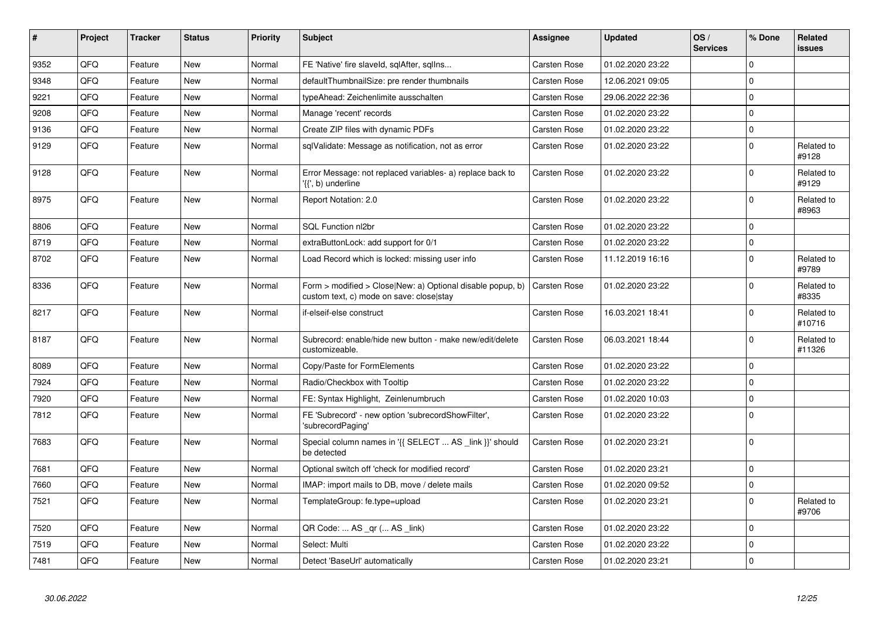| # | Project | Tracker | Status | Priority | Subject | Assignee | Updated | OS / Services | % Done | Related issues |
|---|---|---|---|---|---|---|---|---|---|---|
| 9352 | QFQ | Feature | New | Normal | FE 'Native' fire slaveId, sqlAfter, sqlIns... | Carsten Rose | 01.02.2020 23:22 | | 0 | |
| 9348 | QFQ | Feature | New | Normal | defaultThumbnailSize: pre render thumbnails | Carsten Rose | 12.06.2021 09:05 | | 0 | |
| 9221 | QFQ | Feature | New | Normal | typeAhead: Zeichenlimite ausschalten | Carsten Rose | 29.06.2022 22:36 | | 0 | |
| 9208 | QFQ | Feature | New | Normal | Manage 'recent' records | Carsten Rose | 01.02.2020 23:22 | | 0 | |
| 9136 | QFQ | Feature | New | Normal | Create ZIP files with dynamic PDFs | Carsten Rose | 01.02.2020 23:22 | | 0 | |
| 9129 | QFQ | Feature | New | Normal | sqlValidate: Message as notification, not as error | Carsten Rose | 01.02.2020 23:22 | | 0 | Related to #9128 |
| 9128 | QFQ | Feature | New | Normal | Error Message: not replaced variables- a) replace back to '{{', b) underline | Carsten Rose | 01.02.2020 23:22 | | 0 | Related to #9129 |
| 8975 | QFQ | Feature | New | Normal | Report Notation: 2.0 | Carsten Rose | 01.02.2020 23:22 | | 0 | Related to #8963 |
| 8806 | QFQ | Feature | New | Normal | SQL Function nl2br | Carsten Rose | 01.02.2020 23:22 | | 0 | |
| 8719 | QFQ | Feature | New | Normal | extraButtonLock: add support for 0/1 | Carsten Rose | 01.02.2020 23:22 | | 0 | |
| 8702 | QFQ | Feature | New | Normal | Load Record which is locked: missing user info | Carsten Rose | 11.12.2019 16:16 | | 0 | Related to #9789 |
| 8336 | QFQ | Feature | New | Normal | Form > modified > Close\|New: a) Optional disable popup, b) custom text, c) mode on save: close\|stay | Carsten Rose | 01.02.2020 23:22 | | 0 | Related to #8335 |
| 8217 | QFQ | Feature | New | Normal | if-elseif-else construct | Carsten Rose | 16.03.2021 18:41 | | 0 | Related to #10716 |
| 8187 | QFQ | Feature | New | Normal | Subrecord: enable/hide new button - make new/edit/delete customizeable. | Carsten Rose | 06.03.2021 18:44 | | 0 | Related to #11326 |
| 8089 | QFQ | Feature | New | Normal | Copy/Paste for FormElements | Carsten Rose | 01.02.2020 23:22 | | 0 | |
| 7924 | QFQ | Feature | New | Normal | Radio/Checkbox with Tooltip | Carsten Rose | 01.02.2020 23:22 | | 0 | |
| 7920 | QFQ | Feature | New | Normal | FE: Syntax Highlight, Zeinlenumbruch | Carsten Rose | 01.02.2020 10:03 | | 0 | |
| 7812 | QFQ | Feature | New | Normal | FE 'Subrecord' - new option 'subrecordShowFilter', 'subrecordPaging' | Carsten Rose | 01.02.2020 23:22 | | 0 | |
| 7683 | QFQ | Feature | New | Normal | Special column names in '{{ SELECT ... AS _link }}' should be detected | Carsten Rose | 01.02.2020 23:21 | | 0 | |
| 7681 | QFQ | Feature | New | Normal | Optional switch off 'check for modified record' | Carsten Rose | 01.02.2020 23:21 | | 0 | |
| 7660 | QFQ | Feature | New | Normal | IMAP: import mails to DB, move / delete mails | Carsten Rose | 01.02.2020 09:52 | | 0 | |
| 7521 | QFQ | Feature | New | Normal | TemplateGroup: fe.type=upload | Carsten Rose | 01.02.2020 23:21 | | 0 | Related to #9706 |
| 7520 | QFQ | Feature | New | Normal | QR Code: ... AS _qr (... AS _link) | Carsten Rose | 01.02.2020 23:22 | | 0 | |
| 7519 | QFQ | Feature | New | Normal | Select: Multi | Carsten Rose | 01.02.2020 23:22 | | 0 | |
| 7481 | QFQ | Feature | New | Normal | Detect 'BaseUrl' automatically | Carsten Rose | 01.02.2020 23:21 | | 0 | |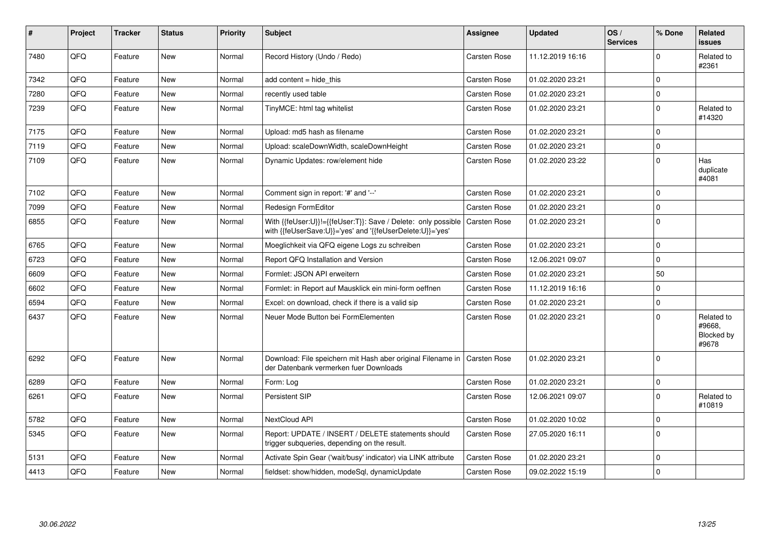| # | Project | Tracker | Status | Priority | Subject | Assignee | Updated | OS / Services | % Done | Related issues |
|---|---|---|---|---|---|---|---|---|---|---|
| 7480 | QFQ | Feature | New | Normal | Record History (Undo / Redo) | Carsten Rose | 11.12.2019 16:16 | | 0 | Related to #2361 |
| 7342 | QFQ | Feature | New | Normal | add content = hide_this | Carsten Rose | 01.02.2020 23:21 | | 0 | |
| 7280 | QFQ | Feature | New | Normal | recently used table | Carsten Rose | 01.02.2020 23:21 | | 0 | |
| 7239 | QFQ | Feature | New | Normal | TinyMCE: html tag whitelist | Carsten Rose | 01.02.2020 23:21 | | 0 | Related to #14320 |
| 7175 | QFQ | Feature | New | Normal | Upload: md5 hash as filename | Carsten Rose | 01.02.2020 23:21 | | 0 | |
| 7119 | QFQ | Feature | New | Normal | Upload: scaleDownWidth, scaleDownHeight | Carsten Rose | 01.02.2020 23:21 | | 0 | |
| 7109 | QFQ | Feature | New | Normal | Dynamic Updates: row/element hide | Carsten Rose | 01.02.2020 23:22 | | 0 | Has duplicate #4081 |
| 7102 | QFQ | Feature | New | Normal | Comment sign in report: '#' and '--' | Carsten Rose | 01.02.2020 23:21 | | 0 | |
| 7099 | QFQ | Feature | New | Normal | Redesign FormEditor | Carsten Rose | 01.02.2020 23:21 | | 0 | |
| 6855 | QFQ | Feature | New | Normal | With {{feUser:U}}!={{feUser:T}}: Save / Delete: only possible with {{feUserSave:U}}='yes' and '{{feUserDelete:U}}='yes' | Carsten Rose | 01.02.2020 23:21 | | 0 | |
| 6765 | QFQ | Feature | New | Normal | Moeglichkeit via QFQ eigene Logs zu schreiben | Carsten Rose | 01.02.2020 23:21 | | 0 | |
| 6723 | QFQ | Feature | New | Normal | Report QFQ Installation and Version | Carsten Rose | 12.06.2021 09:07 | | 0 | |
| 6609 | QFQ | Feature | New | Normal | Formlet: JSON API erweitern | Carsten Rose | 01.02.2020 23:21 | | 50 | |
| 6602 | QFQ | Feature | New | Normal | Formlet: in Report auf Mausklick ein mini-form oeffnen | Carsten Rose | 11.12.2019 16:16 | | 0 | |
| 6594 | QFQ | Feature | New | Normal | Excel: on download, check if there is a valid sip | Carsten Rose | 01.02.2020 23:21 | | 0 | |
| 6437 | QFQ | Feature | New | Normal | Neuer Mode Button bei FormElementen | Carsten Rose | 01.02.2020 23:21 | | 0 | Related to #9668, Blocked by #9678 |
| 6292 | QFQ | Feature | New | Normal | Download: File speichern mit Hash aber original Filename in der Datenbank vermerken fuer Downloads | Carsten Rose | 01.02.2020 23:21 | | 0 | |
| 6289 | QFQ | Feature | New | Normal | Form: Log | Carsten Rose | 01.02.2020 23:21 | | 0 | |
| 6261 | QFQ | Feature | New | Normal | Persistent SIP | Carsten Rose | 12.06.2021 09:07 | | 0 | Related to #10819 |
| 5782 | QFQ | Feature | New | Normal | NextCloud API | Carsten Rose | 01.02.2020 10:02 | | 0 | |
| 5345 | QFQ | Feature | New | Normal | Report: UPDATE / INSERT / DELETE statements should trigger subqueries, depending on the result. | Carsten Rose | 27.05.2020 16:11 | | 0 | |
| 5131 | QFQ | Feature | New | Normal | Activate Spin Gear ('wait/busy' indicator) via LINK attribute | Carsten Rose | 01.02.2020 23:21 | | 0 | |
| 4413 | QFQ | Feature | New | Normal | fieldset: show/hidden, modeSql, dynamicUpdate | Carsten Rose | 09.02.2022 15:19 | | 0 | |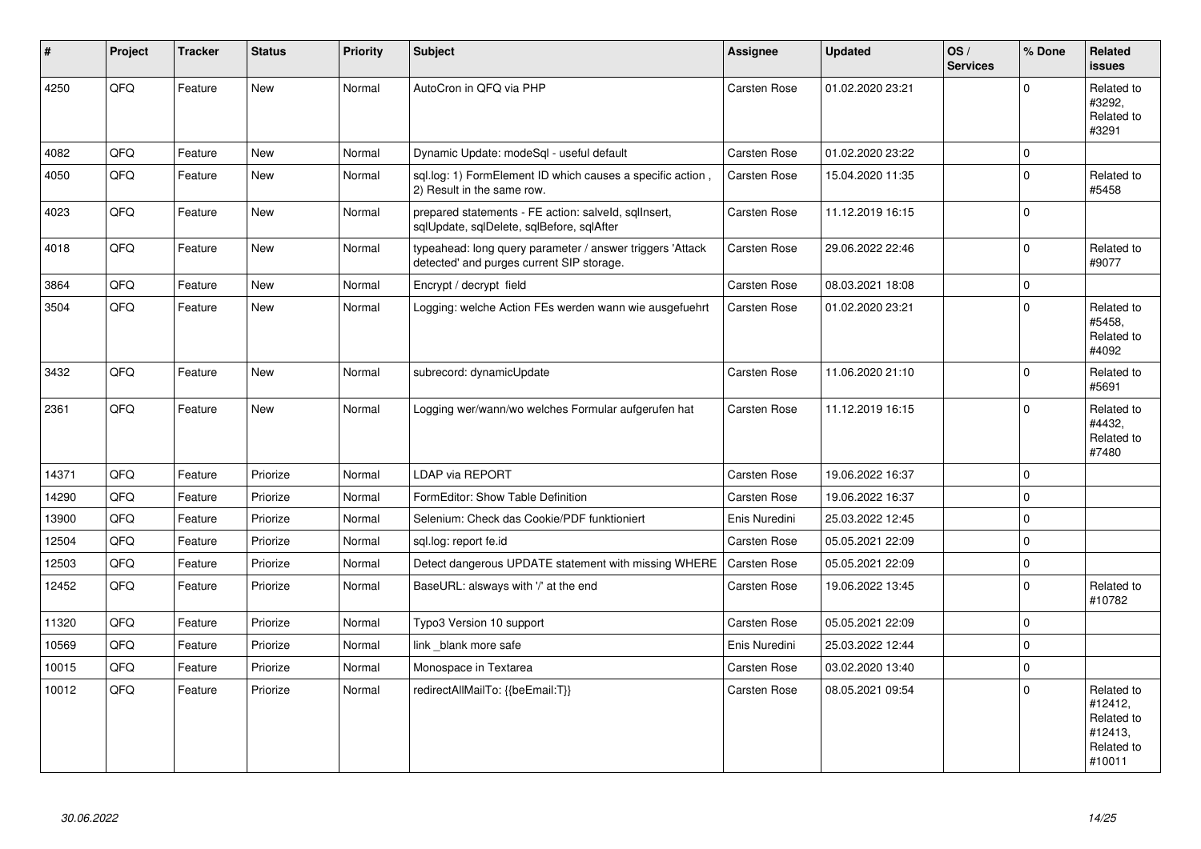| # | Project | Tracker | Status | Priority | Subject | Assignee | Updated | OS / Services | % Done | Related issues |
|---|---|---|---|---|---|---|---|---|---|---|
| 4250 | QFQ | Feature | New | Normal | AutoCron in QFQ via PHP | Carsten Rose | 01.02.2020 23:21 | | 0 | Related to #3292, Related to #3291 |
| 4082 | QFQ | Feature | New | Normal | Dynamic Update: modeSql - useful default | Carsten Rose | 01.02.2020 23:22 | | 0 | |
| 4050 | QFQ | Feature | New | Normal | sql.log: 1) FormElement ID which causes a specific action , 2) Result in the same row. | Carsten Rose | 15.04.2020 11:35 | | 0 | Related to #5458 |
| 4023 | QFQ | Feature | New | Normal | prepared statements - FE action: salveld, sqlInsert, sqlUpdate, sqlDelete, sqlBefore, sqlAfter | Carsten Rose | 11.12.2019 16:15 | | 0 | |
| 4018 | QFQ | Feature | New | Normal | typeahead: long query parameter / answer triggers 'Attack detected' and purges current SIP storage. | Carsten Rose | 29.06.2022 22:46 | | 0 | Related to #9077 |
| 3864 | QFQ | Feature | New | Normal | Encrypt / decrypt field | Carsten Rose | 08.03.2021 18:08 | | 0 | |
| 3504 | QFQ | Feature | New | Normal | Logging: welche Action FEs werden wann wie ausgefuehrt | Carsten Rose | 01.02.2020 23:21 | | 0 | Related to #5458, Related to #4092 |
| 3432 | QFQ | Feature | New | Normal | subrecord: dynamicUpdate | Carsten Rose | 11.06.2020 21:10 | | 0 | Related to #5691 |
| 2361 | QFQ | Feature | New | Normal | Logging wer/wann/wo welches Formular aufgerufen hat | Carsten Rose | 11.12.2019 16:15 | | 0 | Related to #4432, Related to #7480 |
| 14371 | QFQ | Feature | Priorize | Normal | LDAP via REPORT | Carsten Rose | 19.06.2022 16:37 | | 0 | |
| 14290 | QFQ | Feature | Priorize | Normal | FormEditor: Show Table Definition | Carsten Rose | 19.06.2022 16:37 | | 0 | |
| 13900 | QFQ | Feature | Priorize | Normal | Selenium: Check das Cookie/PDF funktioniert | Enis Nuredini | 25.03.2022 12:45 | | 0 | |
| 12504 | QFQ | Feature | Priorize | Normal | sql.log: report fe.id | Carsten Rose | 05.05.2021 22:09 | | 0 | |
| 12503 | QFQ | Feature | Priorize | Normal | Detect dangerous UPDATE statement with missing WHERE | Carsten Rose | 05.05.2021 22:09 | | 0 | |
| 12452 | QFQ | Feature | Priorize | Normal | BaseURL: alsways with '/' at the end | Carsten Rose | 19.06.2022 13:45 | | 0 | Related to #10782 |
| 11320 | QFQ | Feature | Priorize | Normal | Typo3 Version 10 support | Carsten Rose | 05.05.2021 22:09 | | 0 | |
| 10569 | QFQ | Feature | Priorize | Normal | link _blank more safe | Enis Nuredini | 25.03.2022 12:44 | | 0 | |
| 10015 | QFQ | Feature | Priorize | Normal | Monospace in Textarea | Carsten Rose | 03.02.2020 13:40 | | 0 | |
| 10012 | QFQ | Feature | Priorize | Normal | redirectAllMailTo: {{beEmail:T}} | Carsten Rose | 08.05.2021 09:54 | | 0 | Related to #12412, Related to #12413, Related to #10011 |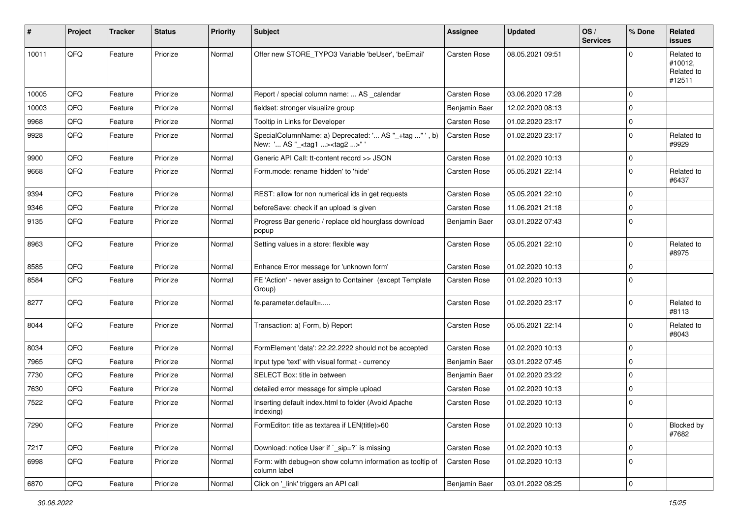| # | Project | Tracker | Status | Priority | Subject | Assignee | Updated | OS / Services | % Done | Related issues |
|---|---|---|---|---|---|---|---|---|---|---|
| 10011 | QFQ | Feature | Priorize | Normal | Offer new STORE_TYPO3 Variable 'beUser', 'beEmail' | Carsten Rose | 08.05.2021 09:51 | | 0 | Related to #10012, Related to #12511 |
| 10005 | QFQ | Feature | Priorize | Normal | Report / special column name: ... AS _calendar | Carsten Rose | 03.06.2020 17:28 | | 0 | |
| 10003 | QFQ | Feature | Priorize | Normal | fieldset: stronger visualize group | Benjamin Baer | 12.02.2020 08:13 | | 0 | |
| 9968 | QFQ | Feature | Priorize | Normal | Tooltip in Links for Developer | Carsten Rose | 01.02.2020 23:17 | | 0 | |
| 9928 | QFQ | Feature | Priorize | Normal | SpecialColumnName: a) Deprecated: '... AS "_+tag ..." ', b) New: '... AS "_<tag1 ...><tag2 ...>" ' | Carsten Rose | 01.02.2020 23:17 | | 0 | Related to #9929 |
| 9900 | QFQ | Feature | Priorize | Normal | Generic API Call: tt-content record >> JSON | Carsten Rose | 01.02.2020 10:13 | | 0 | |
| 9668 | QFQ | Feature | Priorize | Normal | Form.mode: rename 'hidden' to 'hide' | Carsten Rose | 05.05.2021 22:14 | | 0 | Related to #6437 |
| 9394 | QFQ | Feature | Priorize | Normal | REST: allow for non numerical ids in get requests | Carsten Rose | 05.05.2021 22:10 | | 0 | |
| 9346 | QFQ | Feature | Priorize | Normal | beforeSave: check if an upload is given | Carsten Rose | 11.06.2021 21:18 | | 0 | |
| 9135 | QFQ | Feature | Priorize | Normal | Progress Bar generic / replace old hourglass download popup | Benjamin Baer | 03.01.2022 07:43 | | 0 | |
| 8963 | QFQ | Feature | Priorize | Normal | Setting values in a store: flexible way | Carsten Rose | 05.05.2021 22:10 | | 0 | Related to #8975 |
| 8585 | QFQ | Feature | Priorize | Normal | Enhance Error message for 'unknown form' | Carsten Rose | 01.02.2020 10:13 | | 0 | |
| 8584 | QFQ | Feature | Priorize | Normal | FE 'Action' - never assign to Container (except Template Group) | Carsten Rose | 01.02.2020 10:13 | | 0 | |
| 8277 | QFQ | Feature | Priorize | Normal | fe.parameter.default=..... | Carsten Rose | 01.02.2020 23:17 | | 0 | Related to #8113 |
| 8044 | QFQ | Feature | Priorize | Normal | Transaction: a) Form, b) Report | Carsten Rose | 05.05.2021 22:14 | | 0 | Related to #8043 |
| 8034 | QFQ | Feature | Priorize | Normal | FormElement 'data': 22.22.2222 should not be accepted | Carsten Rose | 01.02.2020 10:13 | | 0 | |
| 7965 | QFQ | Feature | Priorize | Normal | Input type 'text' with visual format - currency | Benjamin Baer | 03.01.2022 07:45 | | 0 | |
| 7730 | QFQ | Feature | Priorize | Normal | SELECT Box: title in between | Benjamin Baer | 01.02.2020 23:22 | | 0 | |
| 7630 | QFQ | Feature | Priorize | Normal | detailed error message for simple upload | Carsten Rose | 01.02.2020 10:13 | | 0 | |
| 7522 | QFQ | Feature | Priorize | Normal | Inserting default index.html to folder (Avoid Apache Indexing) | Carsten Rose | 01.02.2020 10:13 | | 0 | |
| 7290 | QFQ | Feature | Priorize | Normal | FormEditor: title as textarea if LEN(title)>60 | Carsten Rose | 01.02.2020 10:13 | | 0 | Blocked by #7682 |
| 7217 | QFQ | Feature | Priorize | Normal | Download: notice User if `_sip=?` is missing | Carsten Rose | 01.02.2020 10:13 | | 0 | |
| 6998 | QFQ | Feature | Priorize | Normal | Form: with debug=on show column information as tooltip of column label | Carsten Rose | 01.02.2020 10:13 | | 0 | |
| 6870 | QFQ | Feature | Priorize | Normal | Click on '_link' triggers an API call | Benjamin Baer | 03.01.2022 08:25 | | 0 | |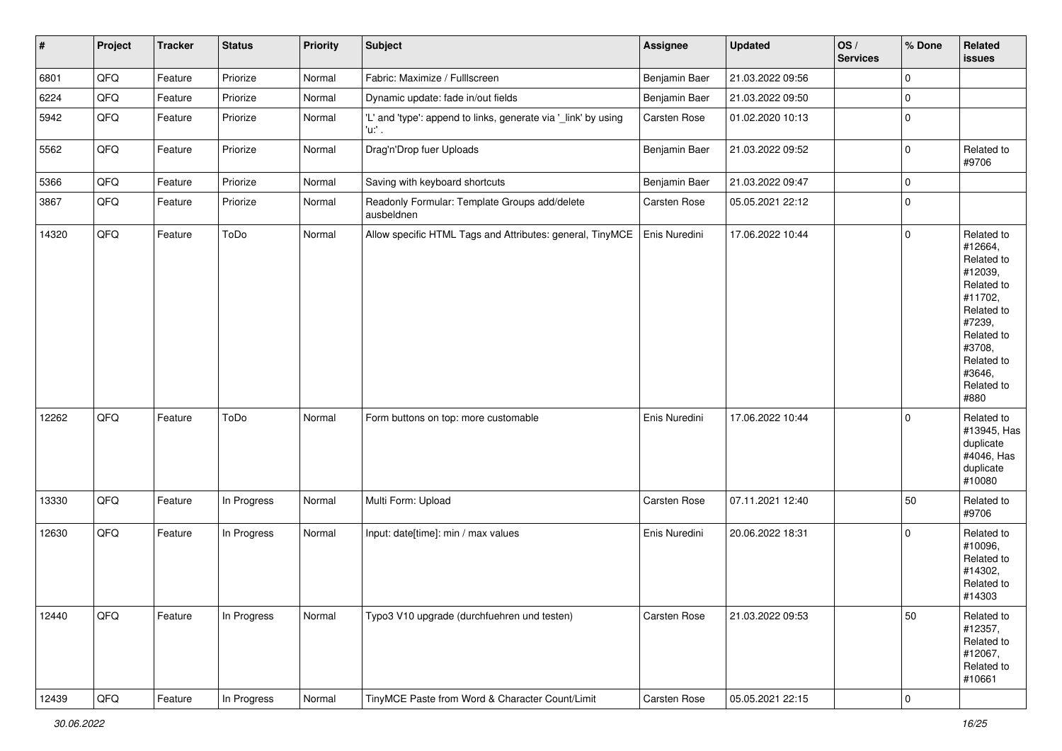| # | Project | Tracker | Status | Priority | Subject | Assignee | Updated | OS / Services | % Done | Related issues |
|---|---|---|---|---|---|---|---|---|---|---|
| 6801 | QFQ | Feature | Priorize | Normal | Fabric: Maximize / Fulllscreen | Benjamin Baer | 21.03.2022 09:56 | | 0 | |
| 6224 | QFQ | Feature | Priorize | Normal | Dynamic update: fade in/out fields | Benjamin Baer | 21.03.2022 09:50 | | 0 | |
| 5942 | QFQ | Feature | Priorize | Normal | 'L' and 'type': append to links, generate via '_link' by using 'u:' . | Carsten Rose | 01.02.2020 10:13 | | 0 | |
| 5562 | QFQ | Feature | Priorize | Normal | Drag'n'Drop fuer Uploads | Benjamin Baer | 21.03.2022 09:52 | | 0 | Related to #9706 |
| 5366 | QFQ | Feature | Priorize | Normal | Saving with keyboard shortcuts | Benjamin Baer | 21.03.2022 09:47 | | 0 | |
| 3867 | QFQ | Feature | Priorize | Normal | Readonly Formular: Template Groups add/delete ausbeldnen | Carsten Rose | 05.05.2021 22:12 | | 0 | |
| 14320 | QFQ | Feature | ToDo | Normal | Allow specific HTML Tags and Attributes: general, TinyMCE | Enis Nuredini | 17.06.2022 10:44 | | 0 | Related to #12664, Related to #12039, Related to #11702, Related to #7239, Related to #3708, Related to #3646, Related to #880 |
| 12262 | QFQ | Feature | ToDo | Normal | Form buttons on top: more customable | Enis Nuredini | 17.06.2022 10:44 | | 0 | Related to #13945, Has duplicate #4046, Has duplicate #10080 |
| 13330 | QFQ | Feature | In Progress | Normal | Multi Form: Upload | Carsten Rose | 07.11.2021 12:40 | | 50 | Related to #9706 |
| 12630 | QFQ | Feature | In Progress | Normal | Input: date[time]: min / max values | Enis Nuredini | 20.06.2022 18:31 | | 0 | Related to #10096, Related to #14302, Related to #14303 |
| 12440 | QFQ | Feature | In Progress | Normal | Typo3 V10 upgrade (durchfuehren und testen) | Carsten Rose | 21.03.2022 09:53 | | 50 | Related to #12357, Related to #12067, Related to #10661 |
| 12439 | QFQ | Feature | In Progress | Normal | TinyMCE Paste from Word & Character Count/Limit | Carsten Rose | 05.05.2021 22:15 | | 0 | |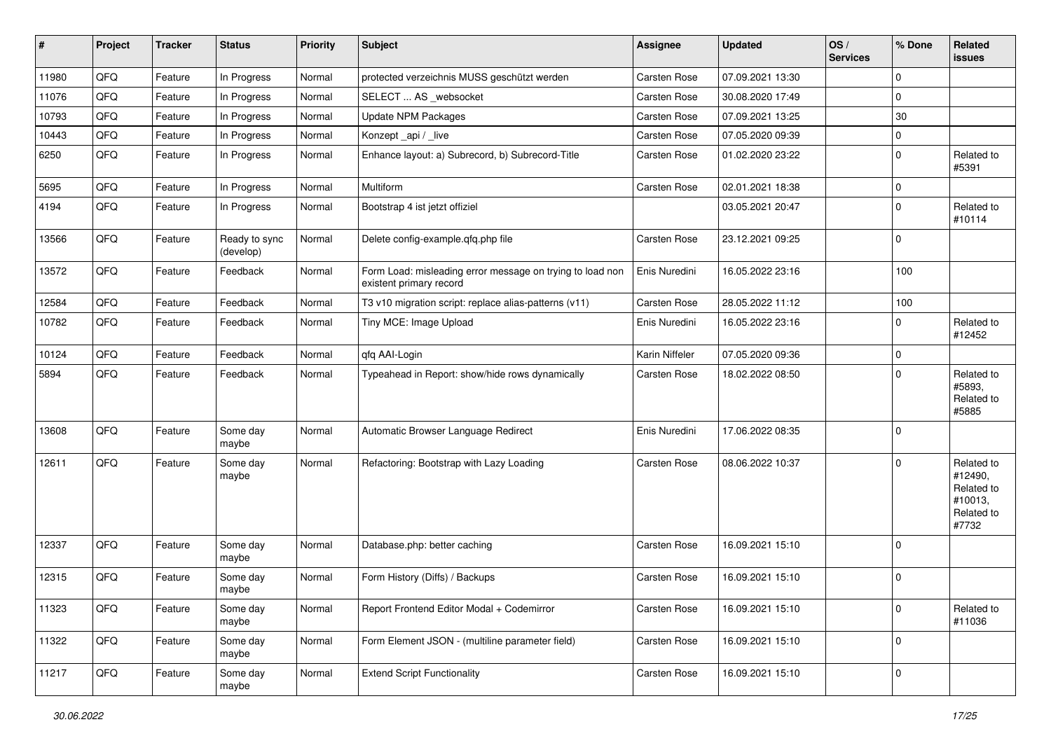| # | Project | Tracker | Status | Priority | Subject | Assignee | Updated | OS / Services | % Done | Related issues |
|---|---|---|---|---|---|---|---|---|---|---|
| 11980 | QFQ | Feature | In Progress | Normal | protected verzeichnis MUSS geschützt werden | Carsten Rose | 07.09.2021 13:30 | | 0 | |
| 11076 | QFQ | Feature | In Progress | Normal | SELECT ... AS _websocket | Carsten Rose | 30.08.2020 17:49 | | 0 | |
| 10793 | QFQ | Feature | In Progress | Normal | Update NPM Packages | Carsten Rose | 07.09.2021 13:25 | | 30 | |
| 10443 | QFQ | Feature | In Progress | Normal | Konzept _api / _live | Carsten Rose | 07.05.2020 09:39 | | 0 | |
| 6250 | QFQ | Feature | In Progress | Normal | Enhance layout: a) Subrecord, b) Subrecord-Title | Carsten Rose | 01.02.2020 23:22 | | 0 | Related to #5391 |
| 5695 | QFQ | Feature | In Progress | Normal | Multiform | Carsten Rose | 02.01.2021 18:38 | | 0 | |
| 4194 | QFQ | Feature | In Progress | Normal | Bootstrap 4 ist jetzt offiziel | | 03.05.2021 20:47 | | 0 | Related to #10114 |
| 13566 | QFQ | Feature | Ready to sync (develop) | Normal | Delete config-example.qfq.php file | Carsten Rose | 23.12.2021 09:25 | | 0 | |
| 13572 | QFQ | Feature | Feedback | Normal | Form Load: misleading error message on trying to load non existent primary record | Enis Nuredini | 16.05.2022 23:16 | | 100 | |
| 12584 | QFQ | Feature | Feedback | Normal | T3 v10 migration script: replace alias-patterns (v11) | Carsten Rose | 28.05.2022 11:12 | | 100 | |
| 10782 | QFQ | Feature | Feedback | Normal | Tiny MCE: Image Upload | Enis Nuredini | 16.05.2022 23:16 | | 0 | Related to #12452 |
| 10124 | QFQ | Feature | Feedback | Normal | qfq AAI-Login | Karin Niffeler | 07.05.2020 09:36 | | 0 | |
| 5894 | QFQ | Feature | Feedback | Normal | Typeahead in Report: show/hide rows dynamically | Carsten Rose | 18.02.2022 08:50 | | 0 | Related to #5893, Related to #5885 |
| 13608 | QFQ | Feature | Some day maybe | Normal | Automatic Browser Language Redirect | Enis Nuredini | 17.06.2022 08:35 | | 0 | |
| 12611 | QFQ | Feature | Some day maybe | Normal | Refactoring: Bootstrap with Lazy Loading | Carsten Rose | 08.06.2022 10:37 | | 0 | Related to #12490, Related to #10013, Related to #7732 |
| 12337 | QFQ | Feature | Some day maybe | Normal | Database.php: better caching | Carsten Rose | 16.09.2021 15:10 | | 0 | |
| 12315 | QFQ | Feature | Some day maybe | Normal | Form History (Diffs) / Backups | Carsten Rose | 16.09.2021 15:10 | | 0 | |
| 11323 | QFQ | Feature | Some day maybe | Normal | Report Frontend Editor Modal + Codemirror | Carsten Rose | 16.09.2021 15:10 | | 0 | Related to #11036 |
| 11322 | QFQ | Feature | Some day maybe | Normal | Form Element JSON - (multiline parameter field) | Carsten Rose | 16.09.2021 15:10 | | 0 | |
| 11217 | QFQ | Feature | Some day maybe | Normal | Extend Script Functionality | Carsten Rose | 16.09.2021 15:10 | | 0 | |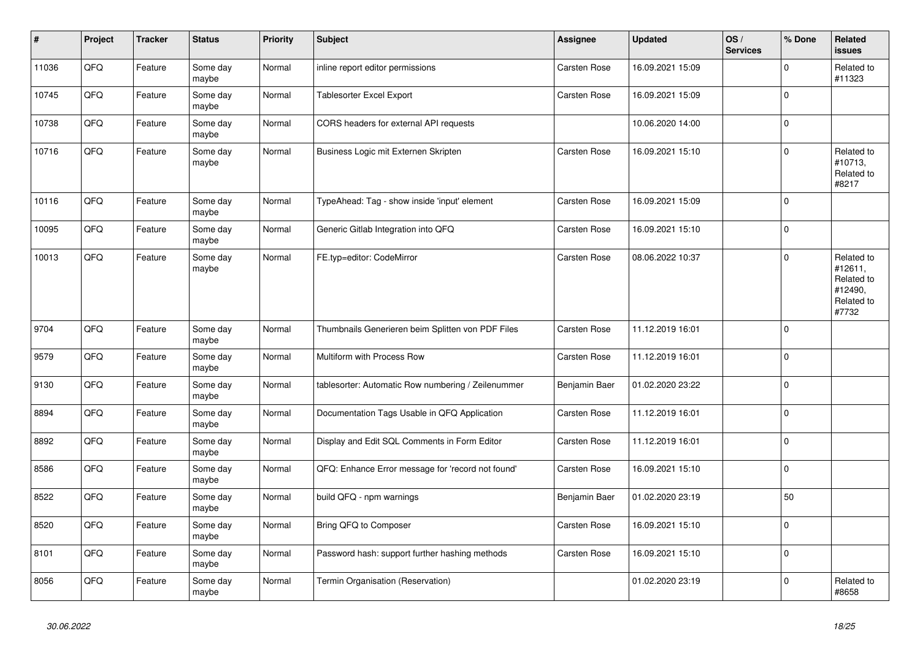| # | Project | Tracker | Status | Priority | Subject | Assignee | Updated | OS / Services | % Done | Related issues |
|---|---|---|---|---|---|---|---|---|---|---|
| 11036 | QFQ | Feature | Some day maybe | Normal | inline report editor permissions | Carsten Rose | 16.09.2021 15:09 | | 0 | Related to #11323 |
| 10745 | QFQ | Feature | Some day maybe | Normal | Tablesorter Excel Export | Carsten Rose | 16.09.2021 15:09 | | 0 | |
| 10738 | QFQ | Feature | Some day maybe | Normal | CORS headers for external API requests | | 10.06.2020 14:00 | | 0 | |
| 10716 | QFQ | Feature | Some day maybe | Normal | Business Logic mit Externen Skripten | Carsten Rose | 16.09.2021 15:10 | | 0 | Related to #10713, Related to #8217 |
| 10116 | QFQ | Feature | Some day maybe | Normal | TypeAhead: Tag - show inside 'input' element | Carsten Rose | 16.09.2021 15:09 | | 0 | |
| 10095 | QFQ | Feature | Some day maybe | Normal | Generic Gitlab Integration into QFQ | Carsten Rose | 16.09.2021 15:10 | | 0 | |
| 10013 | QFQ | Feature | Some day maybe | Normal | FE.typ=editor: CodeMirror | Carsten Rose | 08.06.2022 10:37 | | 0 | Related to #12611, Related to #12490, Related to #7732 |
| 9704 | QFQ | Feature | Some day maybe | Normal | Thumbnails Generieren beim Splitten von PDF Files | Carsten Rose | 11.12.2019 16:01 | | 0 | |
| 9579 | QFQ | Feature | Some day maybe | Normal | Multiform with Process Row | Carsten Rose | 11.12.2019 16:01 | | 0 | |
| 9130 | QFQ | Feature | Some day maybe | Normal | tablesorter: Automatic Row numbering / Zeilenummer | Benjamin Baer | 01.02.2020 23:22 | | 0 | |
| 8894 | QFQ | Feature | Some day maybe | Normal | Documentation Tags Usable in QFQ Application | Carsten Rose | 11.12.2019 16:01 | | 0 | |
| 8892 | QFQ | Feature | Some day maybe | Normal | Display and Edit SQL Comments in Form Editor | Carsten Rose | 11.12.2019 16:01 | | 0 | |
| 8586 | QFQ | Feature | Some day maybe | Normal | QFQ: Enhance Error message for 'record not found' | Carsten Rose | 16.09.2021 15:10 | | 0 | |
| 8522 | QFQ | Feature | Some day maybe | Normal | build QFQ - npm warnings | Benjamin Baer | 01.02.2020 23:19 | | 50 | |
| 8520 | QFQ | Feature | Some day maybe | Normal | Bring QFQ to Composer | Carsten Rose | 16.09.2021 15:10 | | 0 | |
| 8101 | QFQ | Feature | Some day maybe | Normal | Password hash: support further hashing methods | Carsten Rose | 16.09.2021 15:10 | | 0 | |
| 8056 | QFQ | Feature | Some day maybe | Normal | Termin Organisation (Reservation) | | 01.02.2020 23:19 | | 0 | Related to #8658 |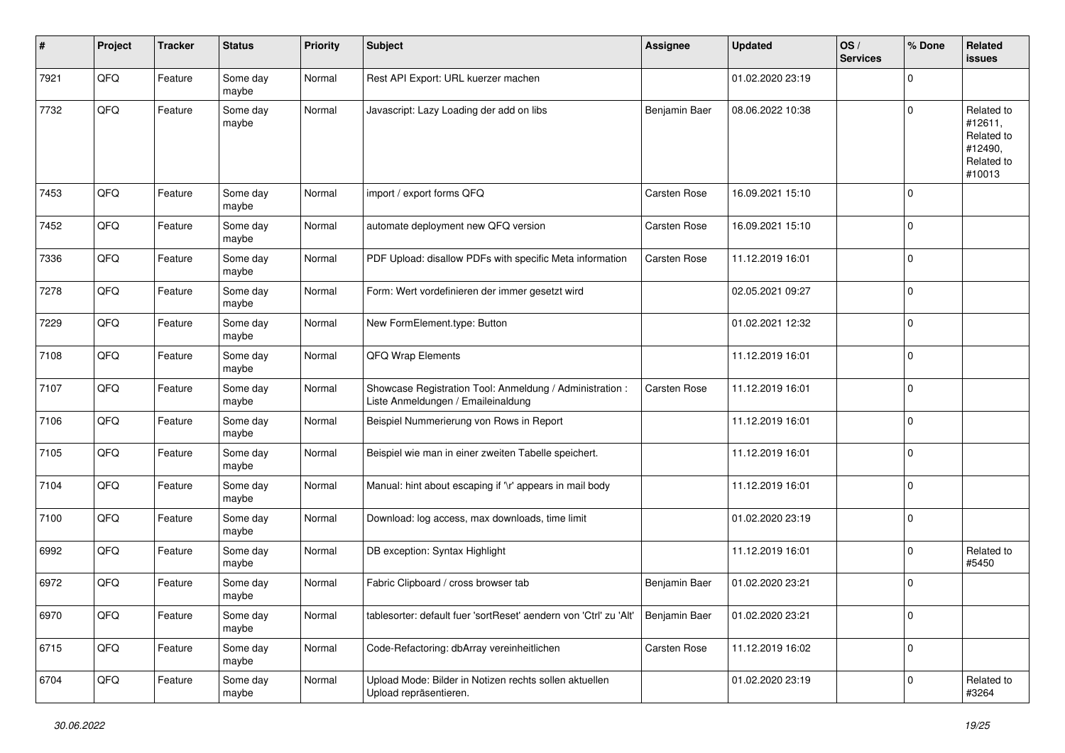| # | Project | Tracker | Status | Priority | Subject | Assignee | Updated | OS / Services | % Done | Related issues |
|---|---|---|---|---|---|---|---|---|---|---|
| 7921 | QFQ | Feature | Some day maybe | Normal | Rest API Export: URL kuerzer machen | | 01.02.2020 23:19 | | 0 | |
| 7732 | QFQ | Feature | Some day maybe | Normal | Javascript: Lazy Loading der add on libs | Benjamin Baer | 08.06.2022 10:38 | | 0 | Related to #12611, Related to #12490, Related to #10013 |
| 7453 | QFQ | Feature | Some day maybe | Normal | import / export forms QFQ | Carsten Rose | 16.09.2021 15:10 | | 0 | |
| 7452 | QFQ | Feature | Some day maybe | Normal | automate deployment new QFQ version | Carsten Rose | 16.09.2021 15:10 | | 0 | |
| 7336 | QFQ | Feature | Some day maybe | Normal | PDF Upload: disallow PDFs with specific Meta information | Carsten Rose | 11.12.2019 16:01 | | 0 | |
| 7278 | QFQ | Feature | Some day maybe | Normal | Form: Wert vordefinieren der immer gesetzt wird | | 02.05.2021 09:27 | | 0 | |
| 7229 | QFQ | Feature | Some day maybe | Normal | New FormElement.type: Button | | 01.02.2021 12:32 | | 0 | |
| 7108 | QFQ | Feature | Some day maybe | Normal | QFQ Wrap Elements | | 11.12.2019 16:01 | | 0 | |
| 7107 | QFQ | Feature | Some day maybe | Normal | Showcase Registration Tool: Anmeldung / Administration : Liste Anmeldungen / Emaileinaldung | Carsten Rose | 11.12.2019 16:01 | | 0 | |
| 7106 | QFQ | Feature | Some day maybe | Normal | Beispiel Nummerierung von Rows in Report | | 11.12.2019 16:01 | | 0 | |
| 7105 | QFQ | Feature | Some day maybe | Normal | Beispiel wie man in einer zweiten Tabelle speichert. | | 11.12.2019 16:01 | | 0 | |
| 7104 | QFQ | Feature | Some day maybe | Normal | Manual: hint about escaping if '\r' appears in mail body | | 11.12.2019 16:01 | | 0 | |
| 7100 | QFQ | Feature | Some day maybe | Normal | Download: log access, max downloads, time limit | | 01.02.2020 23:19 | | 0 | |
| 6992 | QFQ | Feature | Some day maybe | Normal | DB exception: Syntax Highlight | | 11.12.2019 16:01 | | 0 | Related to #5450 |
| 6972 | QFQ | Feature | Some day maybe | Normal | Fabric Clipboard / cross browser tab | Benjamin Baer | 01.02.2020 23:21 | | 0 | |
| 6970 | QFQ | Feature | Some day maybe | Normal | tablesorter: default fuer 'sortReset' aendern von 'Ctrl' zu 'Alt' | Benjamin Baer | 01.02.2020 23:21 | | 0 | |
| 6715 | QFQ | Feature | Some day maybe | Normal | Code-Refactoring: dbArray vereinheitlichen | Carsten Rose | 11.12.2019 16:02 | | 0 | |
| 6704 | QFQ | Feature | Some day maybe | Normal | Upload Mode: Bilder in Notizen rechts sollen aktuellen Upload repräsentieren. | | 01.02.2020 23:19 | | 0 | Related to #3264 |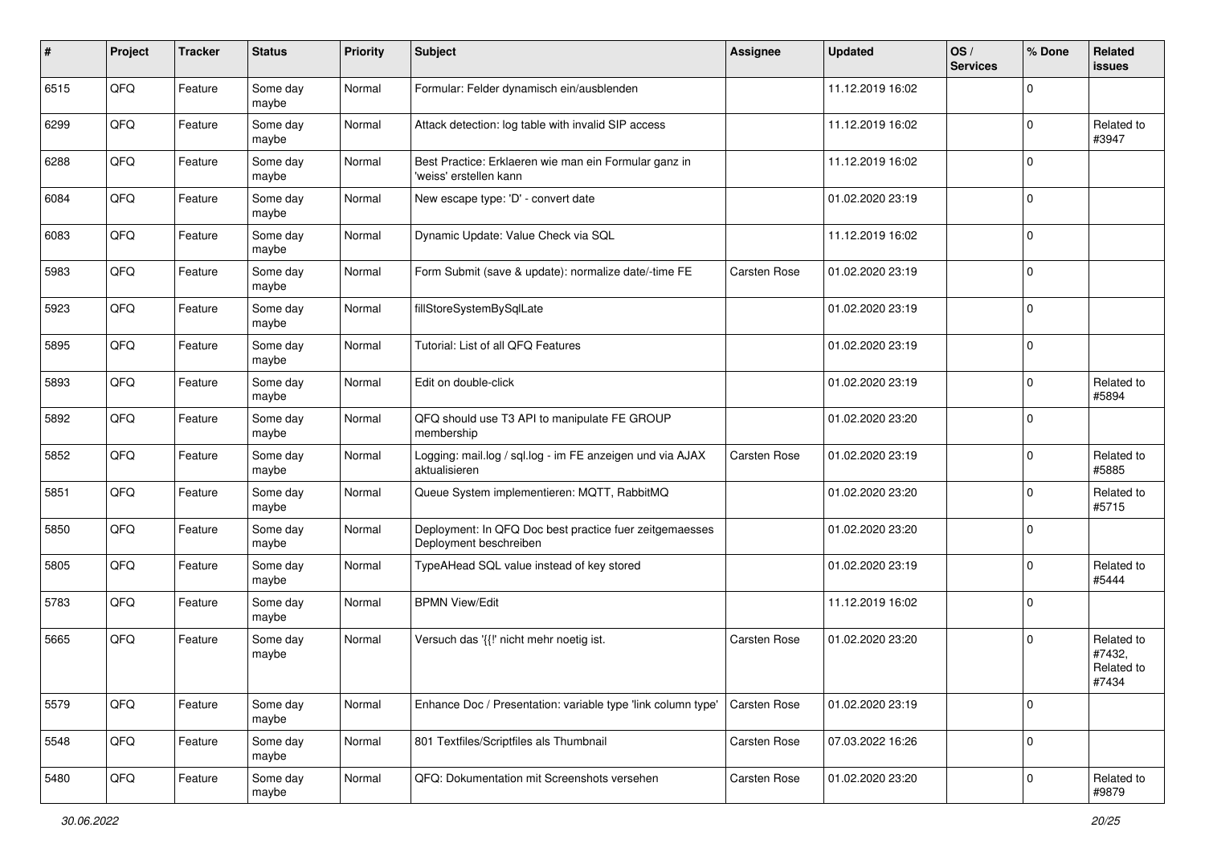| # | Project | Tracker | Status | Priority | Subject | Assignee | Updated | OS / Services | % Done | Related issues |
|---|---|---|---|---|---|---|---|---|---|---|
| 6515 | QFQ | Feature | Some day maybe | Normal | Formular: Felder dynamisch ein/ausblenden | | 11.12.2019 16:02 | | 0 | |
| 6299 | QFQ | Feature | Some day maybe | Normal | Attack detection: log table with invalid SIP access | | 11.12.2019 16:02 | | 0 | Related to #3947 |
| 6288 | QFQ | Feature | Some day maybe | Normal | Best Practice: Erklaeren wie man ein Formular ganz in 'weiss' erstellen kann | | 11.12.2019 16:02 | | 0 | |
| 6084 | QFQ | Feature | Some day maybe | Normal | New escape type: 'D' - convert date | | 01.02.2020 23:19 | | 0 | |
| 6083 | QFQ | Feature | Some day maybe | Normal | Dynamic Update: Value Check via SQL | | 11.12.2019 16:02 | | 0 | |
| 5983 | QFQ | Feature | Some day maybe | Normal | Form Submit (save & update): normalize date/-time FE | Carsten Rose | 01.02.2020 23:19 | | 0 | |
| 5923 | QFQ | Feature | Some day maybe | Normal | fillStoreSystemBySqlLate | | 01.02.2020 23:19 | | 0 | |
| 5895 | QFQ | Feature | Some day maybe | Normal | Tutorial: List of all QFQ Features | | 01.02.2020 23:19 | | 0 | |
| 5893 | QFQ | Feature | Some day maybe | Normal | Edit on double-click | | 01.02.2020 23:19 | | 0 | Related to #5894 |
| 5892 | QFQ | Feature | Some day maybe | Normal | QFQ should use T3 API to manipulate FE GROUP membership | | 01.02.2020 23:20 | | 0 | |
| 5852 | QFQ | Feature | Some day maybe | Normal | Logging: mail.log / sql.log - im FE anzeigen und via AJAX aktualisieren | Carsten Rose | 01.02.2020 23:19 | | 0 | Related to #5885 |
| 5851 | QFQ | Feature | Some day maybe | Normal | Queue System implementieren: MQTT, RabbitMQ | | 01.02.2020 23:20 | | 0 | Related to #5715 |
| 5850 | QFQ | Feature | Some day maybe | Normal | Deployment: In QFQ Doc best practice fuer zeitgemaesses Deployment beschreiben | | 01.02.2020 23:20 | | 0 | |
| 5805 | QFQ | Feature | Some day maybe | Normal | TypeAHead SQL value instead of key stored | | 01.02.2020 23:19 | | 0 | Related to #5444 |
| 5783 | QFQ | Feature | Some day maybe | Normal | BPMN View/Edit | | 11.12.2019 16:02 | | 0 | |
| 5665 | QFQ | Feature | Some day maybe | Normal | Versuch das '{{!' nicht mehr noetig ist. | Carsten Rose | 01.02.2020 23:20 | | 0 | Related to #7432, Related to #7434 |
| 5579 | QFQ | Feature | Some day maybe | Normal | Enhance Doc / Presentation: variable type 'link column type' | Carsten Rose | 01.02.2020 23:19 | | 0 | |
| 5548 | QFQ | Feature | Some day maybe | Normal | 801 Textfiles/Scriptfiles als Thumbnail | Carsten Rose | 07.03.2022 16:26 | | 0 | |
| 5480 | QFQ | Feature | Some day maybe | Normal | QFQ: Dokumentation mit Screenshots versehen | Carsten Rose | 01.02.2020 23:20 | | 0 | Related to #9879 |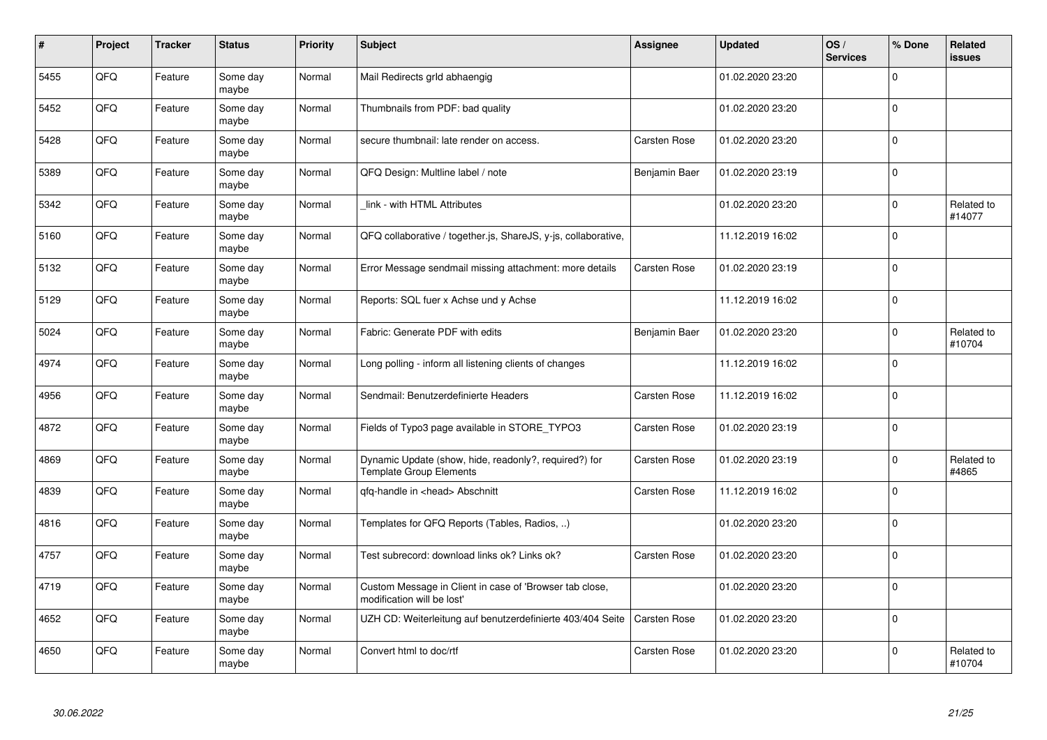| # | Project | Tracker | Status | Priority | Subject | Assignee | Updated | OS / Services | % Done | Related issues |
|---|---|---|---|---|---|---|---|---|---|---|
| 5455 | QFQ | Feature | Some day maybe | Normal | Mail Redirects grld abhaengig | | 01.02.2020 23:20 | | 0 | |
| 5452 | QFQ | Feature | Some day maybe | Normal | Thumbnails from PDF: bad quality | | 01.02.2020 23:20 | | 0 | |
| 5428 | QFQ | Feature | Some day maybe | Normal | secure thumbnail: late render on access. | Carsten Rose | 01.02.2020 23:20 | | 0 | |
| 5389 | QFQ | Feature | Some day maybe | Normal | QFQ Design: Multline label / note | Benjamin Baer | 01.02.2020 23:19 | | 0 | |
| 5342 | QFQ | Feature | Some day maybe | Normal | _link - with HTML Attributes | | 01.02.2020 23:20 | | 0 | Related to #14077 |
| 5160 | QFQ | Feature | Some day maybe | Normal | QFQ collaborative / together.js, ShareJS, y-js, collaborative, | | 11.12.2019 16:02 | | 0 | |
| 5132 | QFQ | Feature | Some day maybe | Normal | Error Message sendmail missing attachment: more details | Carsten Rose | 01.02.2020 23:19 | | 0 | |
| 5129 | QFQ | Feature | Some day maybe | Normal | Reports: SQL fuer x Achse und y Achse | | 11.12.2019 16:02 | | 0 | |
| 5024 | QFQ | Feature | Some day maybe | Normal | Fabric: Generate PDF with edits | Benjamin Baer | 01.02.2020 23:20 | | 0 | Related to #10704 |
| 4974 | QFQ | Feature | Some day maybe | Normal | Long polling - inform all listening clients of changes | | 11.12.2019 16:02 | | 0 | |
| 4956 | QFQ | Feature | Some day maybe | Normal | Sendmail: Benutzerdefinierte Headers | Carsten Rose | 11.12.2019 16:02 | | 0 | |
| 4872 | QFQ | Feature | Some day maybe | Normal | Fields of Typo3 page available in STORE_TYPO3 | Carsten Rose | 01.02.2020 23:19 | | 0 | |
| 4869 | QFQ | Feature | Some day maybe | Normal | Dynamic Update (show, hide, readonly?, required?) for Template Group Elements | Carsten Rose | 01.02.2020 23:19 | | 0 | Related to #4865 |
| 4839 | QFQ | Feature | Some day maybe | Normal | qfq-handle in <head> Abschnitt | Carsten Rose | 11.12.2019 16:02 | | 0 | |
| 4816 | QFQ | Feature | Some day maybe | Normal | Templates for QFQ Reports (Tables, Radios, ..) | | 01.02.2020 23:20 | | 0 | |
| 4757 | QFQ | Feature | Some day maybe | Normal | Test subrecord: download links ok? Links ok? | Carsten Rose | 01.02.2020 23:20 | | 0 | |
| 4719 | QFQ | Feature | Some day maybe | Normal | Custom Message in Client in case of 'Browser tab close, modification will be lost' | | 01.02.2020 23:20 | | 0 | |
| 4652 | QFQ | Feature | Some day maybe | Normal | UZH CD: Weiterleitung auf benutzerdefinierte 403/404 Seite | Carsten Rose | 01.02.2020 23:20 | | 0 | |
| 4650 | QFQ | Feature | Some day maybe | Normal | Convert html to doc/rtf | Carsten Rose | 01.02.2020 23:20 | | 0 | Related to #10704 |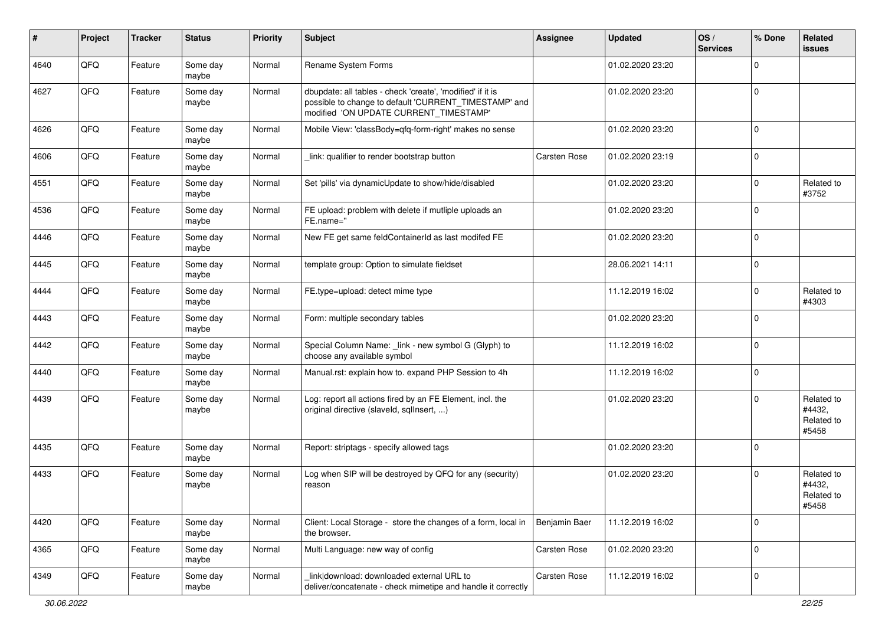| # | Project | Tracker | Status | Priority | Subject | Assignee | Updated | OS / Services | % Done | Related issues |
|---|---|---|---|---|---|---|---|---|---|---|
| 4640 | QFQ | Feature | Some day maybe | Normal | Rename System Forms | | 01.02.2020 23:20 | | 0 | |
| 4627 | QFQ | Feature | Some day maybe | Normal | dbupdate: all tables - check 'create', 'modified' if it is possible to change to default 'CURRENT_TIMESTAMP' and modified 'ON UPDATE CURRENT_TIMESTAMP' | | 01.02.2020 23:20 | | 0 | |
| 4626 | QFQ | Feature | Some day maybe | Normal | Mobile View: 'classBody=qfq-form-right' makes no sense | | 01.02.2020 23:20 | | 0 | |
| 4606 | QFQ | Feature | Some day maybe | Normal | _link: qualifier to render bootstrap button | Carsten Rose | 01.02.2020 23:19 | | 0 | |
| 4551 | QFQ | Feature | Some day maybe | Normal | Set 'pills' via dynamicUpdate to show/hide/disabled | | 01.02.2020 23:20 | | 0 | Related to #3752 |
| 4536 | QFQ | Feature | Some day maybe | Normal | FE upload: problem with delete if mutliple uploads an FE.name='' | | 01.02.2020 23:20 | | 0 | |
| 4446 | QFQ | Feature | Some day maybe | Normal | New FE get same feldContainerId as last modifed FE | | 01.02.2020 23:20 | | 0 | |
| 4445 | QFQ | Feature | Some day maybe | Normal | template group: Option to simulate fieldset | | 28.06.2021 14:11 | | 0 | |
| 4444 | QFQ | Feature | Some day maybe | Normal | FE.type=upload: detect mime type | | 11.12.2019 16:02 | | 0 | Related to #4303 |
| 4443 | QFQ | Feature | Some day maybe | Normal | Form: multiple secondary tables | | 01.02.2020 23:20 | | 0 | |
| 4442 | QFQ | Feature | Some day maybe | Normal | Special Column Name: _link - new symbol G (Glyph) to choose any available symbol | | 11.12.2019 16:02 | | 0 | |
| 4440 | QFQ | Feature | Some day maybe | Normal | Manual.rst: explain how to. expand PHP Session to 4h | | 11.12.2019 16:02 | | 0 | |
| 4439 | QFQ | Feature | Some day maybe | Normal | Log: report all actions fired by an FE Element, incl. the original directive (slaveId, sqlInsert, ...) | | 01.02.2020 23:20 | | 0 | Related to #4432, Related to #5458 |
| 4435 | QFQ | Feature | Some day maybe | Normal | Report: striptags - specify allowed tags | | 01.02.2020 23:20 | | 0 | |
| 4433 | QFQ | Feature | Some day maybe | Normal | Log when SIP will be destroyed by QFQ for any (security) reason | | 01.02.2020 23:20 | | 0 | Related to #4432, Related to #5458 |
| 4420 | QFQ | Feature | Some day maybe | Normal | Client: Local Storage - store the changes of a form, local in the browser. | Benjamin Baer | 11.12.2019 16:02 | | 0 | |
| 4365 | QFQ | Feature | Some day maybe | Normal | Multi Language: new way of config | Carsten Rose | 01.02.2020 23:20 | | 0 | |
| 4349 | QFQ | Feature | Some day maybe | Normal | _link\|download: downloaded external URL to deliver/concatenate - check mimetipe and handle it correctly | Carsten Rose | 11.12.2019 16:02 | | 0 | |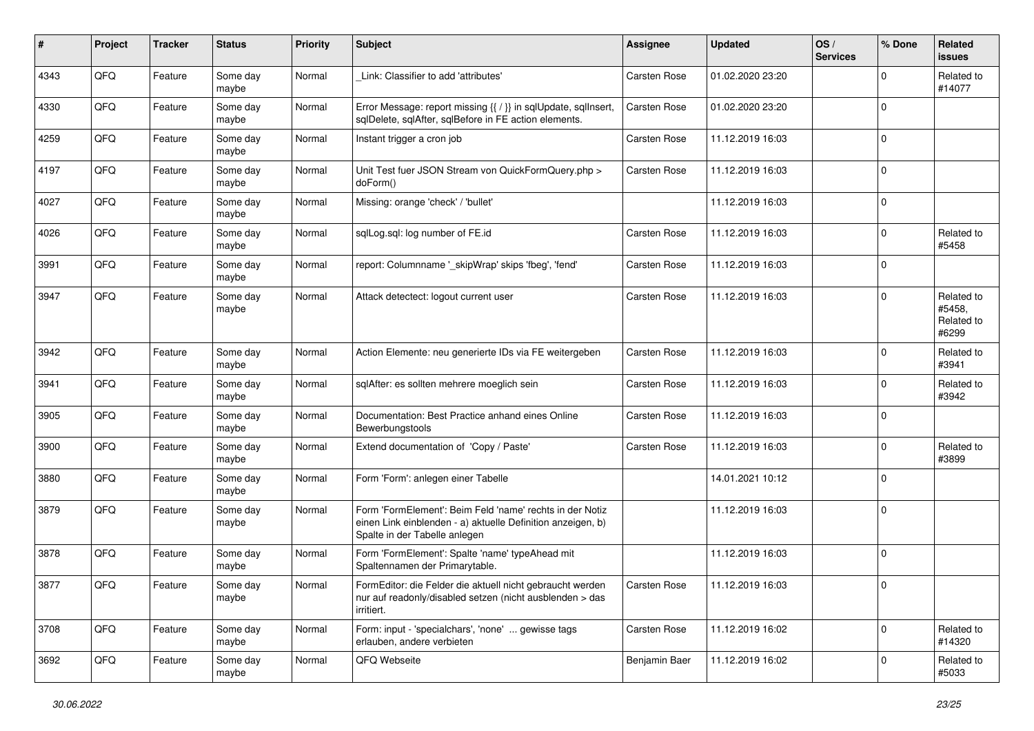| # | Project | Tracker | Status | Priority | Subject | Assignee | Updated | OS / Services | % Done | Related issues |
|---|---|---|---|---|---|---|---|---|---|---|
| 4343 | QFO | Feature | Some day maybe | Normal | _Link: Classifier to add 'attributes' | Carsten Rose | 01.02.2020 23:20 | | 0 | Related to #14077 |
| 4330 | QFO | Feature | Some day maybe | Normal | Error Message: report missing {{ / }} in sqlUpdate, sqlInsert, sqlDelete, sqlAfter, sqlBefore in FE action elements. | Carsten Rose | 01.02.2020 23:20 | | 0 | |
| 4259 | QFO | Feature | Some day maybe | Normal | Instant trigger a cron job | Carsten Rose | 11.12.2019 16:03 | | 0 | |
| 4197 | QFO | Feature | Some day maybe | Normal | Unit Test fuer JSON Stream von QuickFormQuery.php > doForm() | Carsten Rose | 11.12.2019 16:03 | | 0 | |
| 4027 | QFO | Feature | Some day maybe | Normal | Missing: orange 'check' / 'bullet' | | 11.12.2019 16:03 | | 0 | |
| 4026 | QFO | Feature | Some day maybe | Normal | sqlLog.sql: log number of FE.id | Carsten Rose | 11.12.2019 16:03 | | 0 | Related to #5458 |
| 3991 | QFO | Feature | Some day maybe | Normal | report: Columnname '_skipWrap' skips 'fbeg', 'fend' | Carsten Rose | 11.12.2019 16:03 | | 0 | |
| 3947 | QFO | Feature | Some day maybe | Normal | Attack detectect: logout current user | Carsten Rose | 11.12.2019 16:03 | | 0 | Related to #5458, Related to #6299 |
| 3942 | QFO | Feature | Some day maybe | Normal | Action Elemente: neu generierte IDs via FE weitergeben | Carsten Rose | 11.12.2019 16:03 | | 0 | Related to #3941 |
| 3941 | QFO | Feature | Some day maybe | Normal | sqlAfter: es sollten mehrere moeglich sein | Carsten Rose | 11.12.2019 16:03 | | 0 | Related to #3942 |
| 3905 | QFO | Feature | Some day maybe | Normal | Documentation: Best Practice anhand eines Online Bewerbungstools | Carsten Rose | 11.12.2019 16:03 | | 0 | |
| 3900 | QFO | Feature | Some day maybe | Normal | Extend documentation of 'Copy / Paste' | Carsten Rose | 11.12.2019 16:03 | | 0 | Related to #3899 |
| 3880 | QFO | Feature | Some day maybe | Normal | Form 'Form': anlegen einer Tabelle | | 14.01.2021 10:12 | | 0 | |
| 3879 | QFO | Feature | Some day maybe | Normal | Form 'FormElement': Beim Feld 'name' rechts in der Notiz einen Link einblenden - a) aktuelle Definition anzeigen, b) Spalte in der Tabelle anlegen | | 11.12.2019 16:03 | | 0 | |
| 3878 | QFO | Feature | Some day maybe | Normal | Form 'FormElement': Spalte 'name' typeAhead mit Spaltennamen der Primarytable. | | 11.12.2019 16:03 | | 0 | |
| 3877 | QFO | Feature | Some day maybe | Normal | FormEditor: die Felder die aktuell nicht gebraucht werden nur auf readonly/disabled setzen (nicht ausblenden > das irritiert. | Carsten Rose | 11.12.2019 16:03 | | 0 | |
| 3708 | QFO | Feature | Some day maybe | Normal | Form: input - 'specialchars', 'none' ... gewisse tags erlauben, andere verbieten | Carsten Rose | 11.12.2019 16:02 | | 0 | Related to #14320 |
| 3692 | QFO | Feature | Some day maybe | Normal | QFO Webseite | Benjamin Baer | 11.12.2019 16:02 | | 0 | Related to #5033 |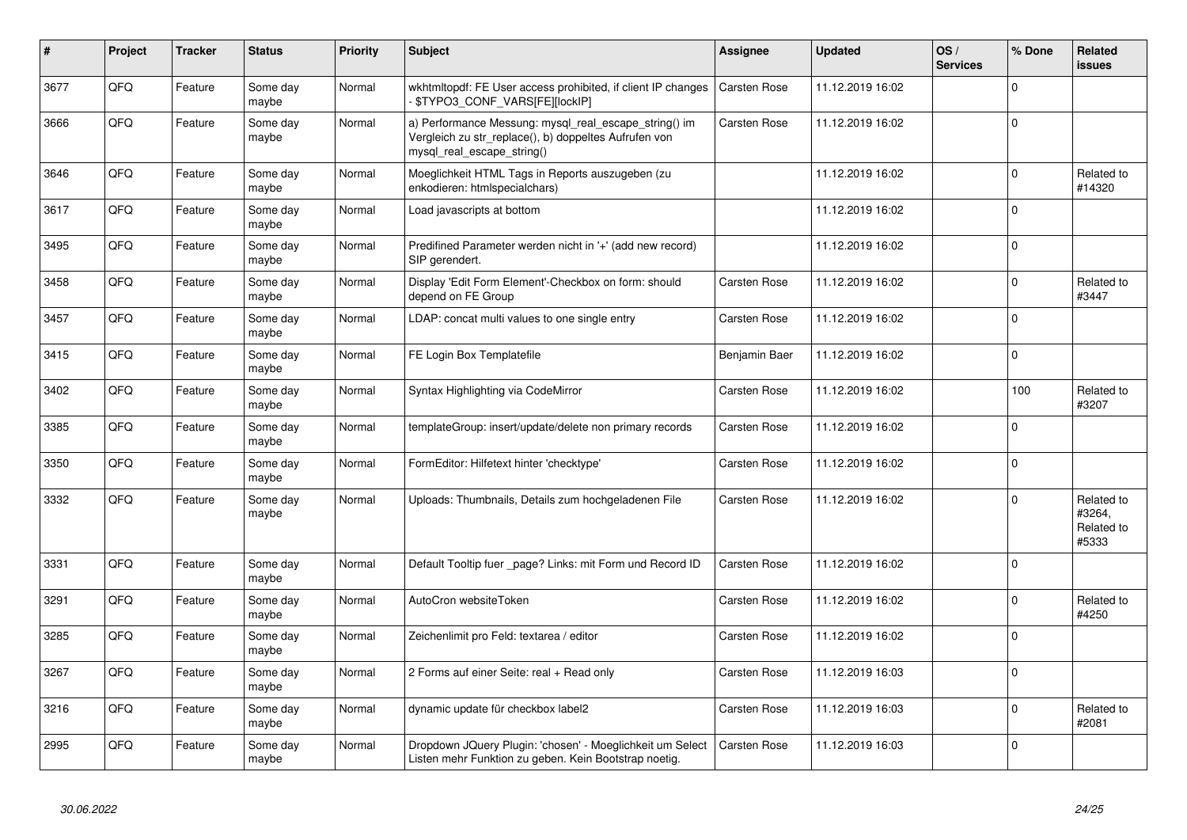| # | Project | Tracker | Status | Priority | Subject | Assignee | Updated | OS / Services | % Done | Related issues |
|---|---|---|---|---|---|---|---|---|---|---|
| 3677 | QFQ | Feature | Some day maybe | Normal | wkhtmltopdf: FE User access prohibited, if client IP changes - $TYPO3_CONF_VARS[FE][lockIP] | Carsten Rose | 11.12.2019 16:02 | | 0 | |
| 3666 | QFQ | Feature | Some day maybe | Normal | a) Performance Messung: mysql_real_escape_string() im Vergleich zu str_replace(), b) doppeltes Aufrufen von mysql_real_escape_string() | Carsten Rose | 11.12.2019 16:02 | | 0 | |
| 3646 | QFQ | Feature | Some day maybe | Normal | Moeglichkeit HTML Tags in Reports auszugeben (zu enkodieren: htmlspecialchars) | | 11.12.2019 16:02 | | 0 | Related to #14320 |
| 3617 | QFQ | Feature | Some day maybe | Normal | Load javascripts at bottom | | 11.12.2019 16:02 | | 0 | |
| 3495 | QFQ | Feature | Some day maybe | Normal | Predifined Parameter werden nicht in '+' (add new record) SIP gerendert. | | 11.12.2019 16:02 | | 0 | |
| 3458 | QFQ | Feature | Some day maybe | Normal | Display 'Edit Form Element'-Checkbox on form: should depend on FE Group | Carsten Rose | 11.12.2019 16:02 | | 0 | Related to #3447 |
| 3457 | QFQ | Feature | Some day maybe | Normal | LDAP: concat multi values to one single entry | Carsten Rose | 11.12.2019 16:02 | | 0 | |
| 3415 | QFQ | Feature | Some day maybe | Normal | FE Login Box Templatefile | Benjamin Baer | 11.12.2019 16:02 | | 0 | |
| 3402 | QFQ | Feature | Some day maybe | Normal | Syntax Highlighting via CodeMirror | Carsten Rose | 11.12.2019 16:02 | | 100 | Related to #3207 |
| 3385 | QFQ | Feature | Some day maybe | Normal | templateGroup: insert/update/delete non primary records | Carsten Rose | 11.12.2019 16:02 | | 0 | |
| 3350 | QFQ | Feature | Some day maybe | Normal | FormEditor: Hilfetext hinter 'checktype' | Carsten Rose | 11.12.2019 16:02 | | 0 | |
| 3332 | QFQ | Feature | Some day maybe | Normal | Uploads: Thumbnails, Details zum hochgeladenen File | Carsten Rose | 11.12.2019 16:02 | | 0 | Related to #3264, Related to #5333 |
| 3331 | QFQ | Feature | Some day maybe | Normal | Default Tooltip fuer _page? Links: mit Form und Record ID | Carsten Rose | 11.12.2019 16:02 | | 0 | |
| 3291 | QFQ | Feature | Some day maybe | Normal | AutoCron websiteToken | Carsten Rose | 11.12.2019 16:02 | | 0 | Related to #4250 |
| 3285 | QFQ | Feature | Some day maybe | Normal | Zeichenlimit pro Feld: textarea / editor | Carsten Rose | 11.12.2019 16:02 | | 0 | |
| 3267 | QFQ | Feature | Some day maybe | Normal | 2 Forms auf einer Seite: real + Read only | Carsten Rose | 11.12.2019 16:03 | | 0 | |
| 3216 | QFQ | Feature | Some day maybe | Normal | dynamic update für checkbox label2 | Carsten Rose | 11.12.2019 16:03 | | 0 | Related to #2081 |
| 2995 | QFQ | Feature | Some day maybe | Normal | Dropdown JQuery Plugin: 'chosen' - Moeglichkeit um Select Listen mehr Funktion zu geben. Kein Bootstrap noetig. | Carsten Rose | 11.12.2019 16:03 | | 0 | |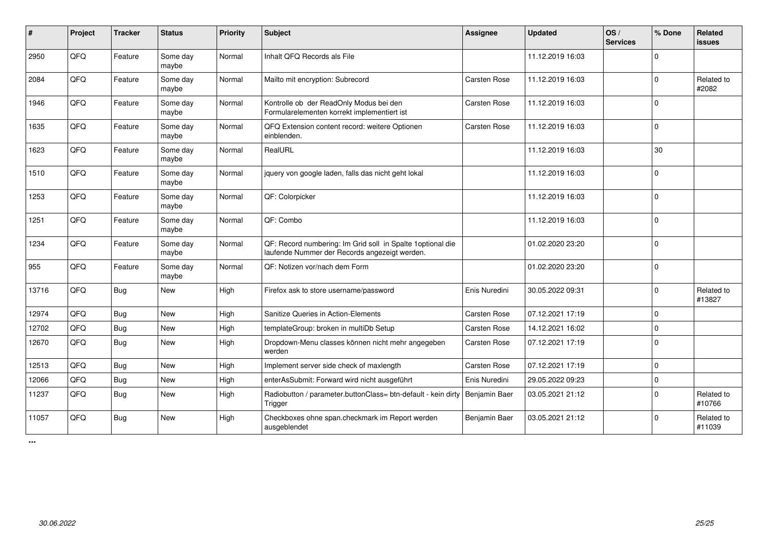| # | Project | Tracker | Status | Priority | Subject | Assignee | Updated | OS / Services | % Done | Related issues |
|---|---|---|---|---|---|---|---|---|---|---|
| 2950 | QFQ | Feature | Some day maybe | Normal | Inhalt QFQ Records als File | | 11.12.2019 16:03 | | 0 | |
| 2084 | QFQ | Feature | Some day maybe | Normal | Mailto mit encryption: Subrecord | Carsten Rose | 11.12.2019 16:03 | | 0 | Related to #2082 |
| 1946 | QFQ | Feature | Some day maybe | Normal | Kontrolle ob der ReadOnly Modus bei den Formularelementen korrekt implementiert ist | Carsten Rose | 11.12.2019 16:03 | | 0 | |
| 1635 | QFQ | Feature | Some day maybe | Normal | QFQ Extension content record: weitere Optionen einblenden. | Carsten Rose | 11.12.2019 16:03 | | 0 | |
| 1623 | QFQ | Feature | Some day maybe | Normal | RealURL | | 11.12.2019 16:03 | | 30 | |
| 1510 | QFQ | Feature | Some day maybe | Normal | jquery von google laden, falls das nicht geht lokal | | 11.12.2019 16:03 | | 0 | |
| 1253 | QFQ | Feature | Some day maybe | Normal | QF: Colorpicker | | 11.12.2019 16:03 | | 0 | |
| 1251 | QFQ | Feature | Some day maybe | Normal | QF: Combo | | 11.12.2019 16:03 | | 0 | |
| 1234 | QFQ | Feature | Some day maybe | Normal | QF: Record numbering: Im Grid soll in Spalte 1optional die laufende Nummer der Records angezeigt werden. | | 01.02.2020 23:20 | | 0 | |
| 955 | QFQ | Feature | Some day maybe | Normal | QF: Notizen vor/nach dem Form | | 01.02.2020 23:20 | | 0 | |
| 13716 | QFQ | Bug | New | High | Firefox ask to store username/password | Enis Nuredini | 30.05.2022 09:31 | | 0 | Related to #13827 |
| 12974 | QFQ | Bug | New | High | Sanitize Queries in Action-Elements | Carsten Rose | 07.12.2021 17:19 | | 0 | |
| 12702 | QFQ | Bug | New | High | templateGroup: broken in multiDb Setup | Carsten Rose | 14.12.2021 16:02 | | 0 | |
| 12670 | QFQ | Bug | New | High | Dropdown-Menu classes können nicht mehr angegeben werden | Carsten Rose | 07.12.2021 17:19 | | 0 | |
| 12513 | QFQ | Bug | New | High | Implement server side check of maxlength | Carsten Rose | 07.12.2021 17:19 | | 0 | |
| 12066 | QFQ | Bug | New | High | enterAsSubmit: Forward wird nicht ausgeführt | Enis Nuredini | 29.05.2022 09:23 | | 0 | |
| 11237 | QFQ | Bug | New | High | Radiobutton / parameter.buttonClass= btn-default - kein dirty Trigger | Benjamin Baer | 03.05.2021 21:12 | | 0 | Related to #10766 |
| 11057 | QFQ | Bug | New | High | Checkboxes ohne span.checkmark im Report werden ausgeblendet | Benjamin Baer | 03.05.2021 21:12 | | 0 | Related to #11039 |

...